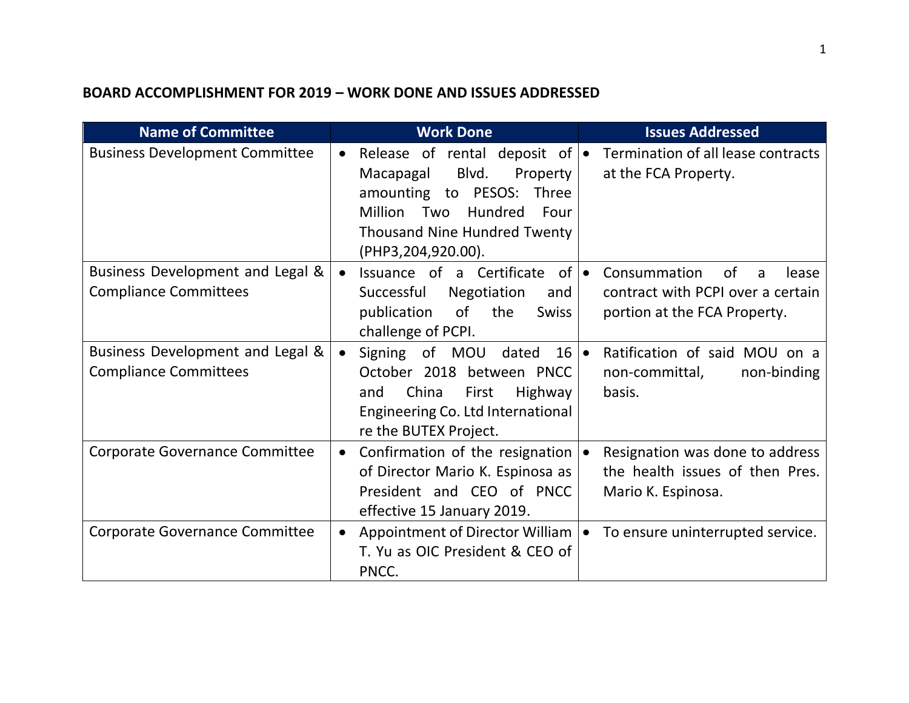**BOARD ACCOMPLISHMENT FOR 2019 – WORK DONE AND ISSUES ADDRESSED**

| Name of Committee | Work Done | Issues Addressed |
|---|---|---|
| Business Development Committee | • Release of rental deposit of Macapagal Blvd. Property amounting to PESOS: Three Million Two Hundred Four Thousand Nine Hundred Twenty (PHP3,204,920.00). | • Termination of all lease contracts at the FCA Property. |
| Business Development and Legal & Compliance Committees | • Issuance of a Certificate of Successful Negotiation and publication of the Swiss challenge of PCPI. | • Consummation of a lease contract with PCPI over a certain portion at the FCA Property. |
| Business Development and Legal & Compliance Committees | • Signing of MOU dated 16 October 2018 between PNCC and China First Highway Engineering Co. Ltd International re the BUTEX Project. | • Ratification of said MOU on a non-committal, non-binding basis. |
| Corporate Governance Committee | • Confirmation of the resignation of Director Mario K. Espinosa as President and CEO of PNCC effective 15 January 2019. | • Resignation was done to address the health issues of then Pres. Mario K. Espinosa. |
| Corporate Governance Committee | • Appointment of Director William T. Yu as OIC President & CEO of PNCC. | • To ensure uninterrupted service. |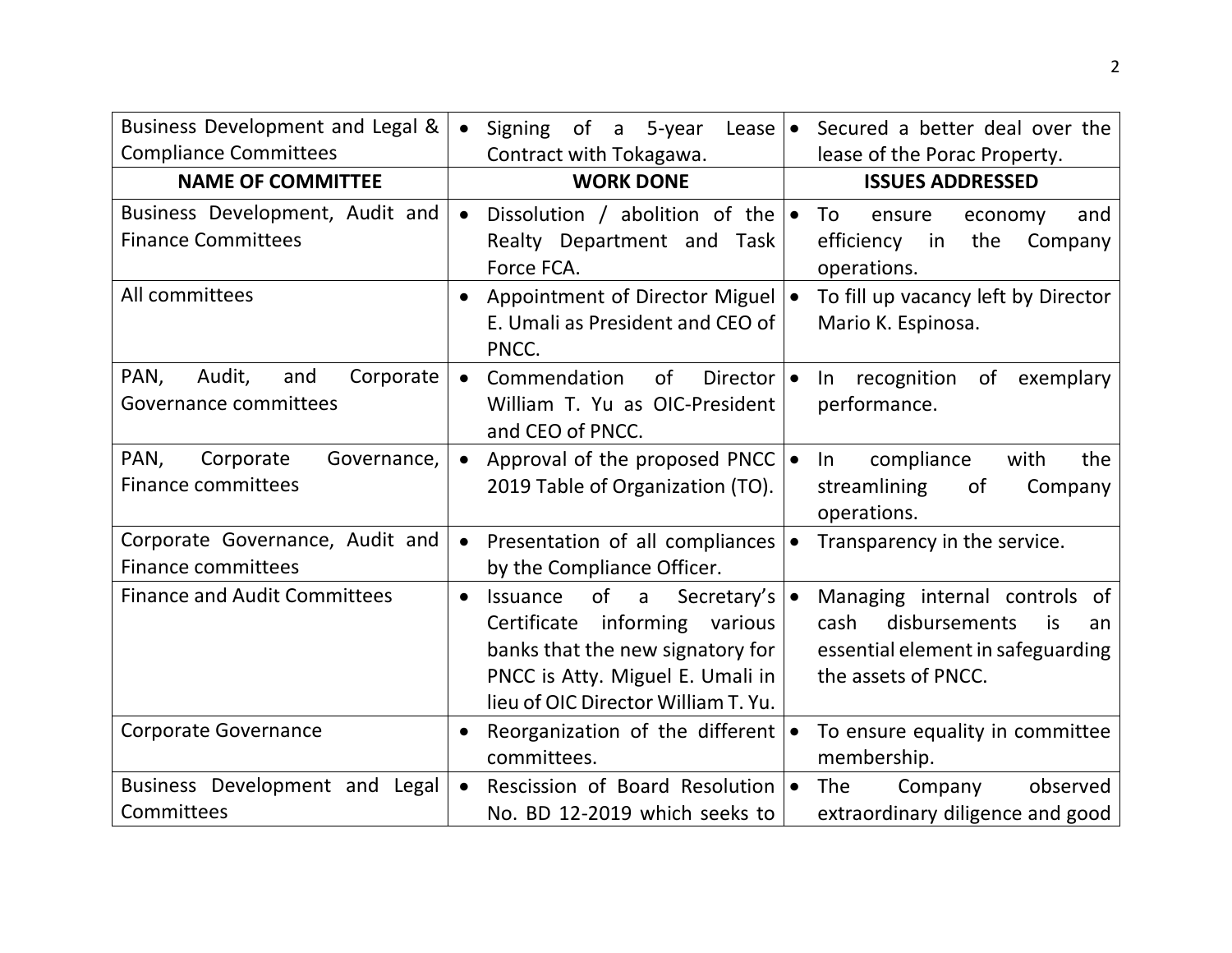| Business Development and Legal & Compliance Committees | • Signing of a 5-year Lease Contract with Tokagawa. | • Secured a better deal over the lease of the Porac Property. |
|---|---|---|
| **NAME OF COMMITTEE** | **WORK DONE** | **ISSUES ADDRESSED** |
| Business Development, Audit and Finance Committees | • Dissolution / abolition of the Realty Department and Task Force FCA. | • To ensure economy and efficiency in the Company operations. |
| All committees | • Appointment of Director Miguel E. Umali as President and CEO of PNCC. | • To fill up vacancy left by Director Mario K. Espinosa. |
| PAN, Audit, and Corporate Governance committees | • Commendation of Director William T. Yu as OIC-President and CEO of PNCC. | • In recognition of exemplary performance. |
| PAN, Corporate Governance, Finance committees | • Approval of the proposed PNCC 2019 Table of Organization (TO). | • In compliance with the streamlining of Company operations. |
| Corporate Governance, Audit and Finance committees | • Presentation of all compliances by the Compliance Officer. | • Transparency in the service. |
| Finance and Audit Committees | • Issuance of a Secretary's Certificate informing various banks that the new signatory for PNCC is Atty. Miguel E. Umali in lieu of OIC Director William T. Yu. | • Managing internal controls of cash disbursements is an essential element in safeguarding the assets of PNCC. |
| Corporate Governance | • Reorganization of the different committees. | • To ensure equality in committee membership. |
| Business Development and Legal Committees | • Rescission of Board Resolution No. BD 12-2019 which seeks to | • The Company observed extraordinary diligence and good |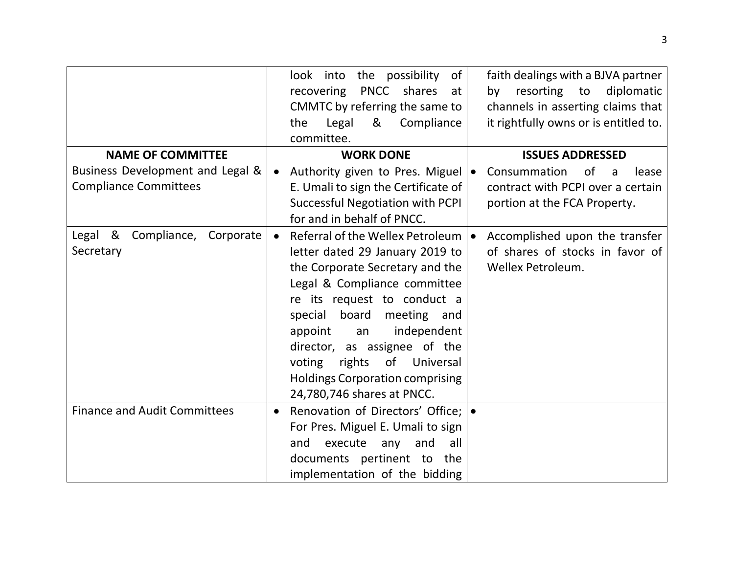| | | |
|---|---|---|
| | look into the possibility of recovering PNCC shares at CMMTC by referring the same to the Legal & Compliance committee. | faith dealings with a BJVA partner by resorting to diplomatic channels in asserting claims that it rightfully owns or is entitled to. |
| **NAME OF COMMITTEE** | **WORK DONE** | **ISSUES ADDRESSED** |
| Business Development and Legal & Compliance Committees | • Authority given to Pres. Miguel E. Umali to sign the Certificate of Successful Negotiation with PCPI for and in behalf of PNCC. | • Consummation of a lease contract with PCPI over a certain portion at the FCA Property. |
| Legal & Compliance, Corporate Secretary | • Referral of the Wellex Petroleum letter dated 29 January 2019 to the Corporate Secretary and the Legal & Compliance committee re its request to conduct a special board meeting and appoint an independent director, as assignee of the voting rights of Universal Holdings Corporation comprising 24,780,746 shares at PNCC. | • Accomplished upon the transfer of shares of stocks in favor of Wellex Petroleum. |
| Finance and Audit Committees | • Renovation of Directors' Office; For Pres. Miguel E. Umali to sign and execute any and all documents pertinent to the implementation of the bidding | • |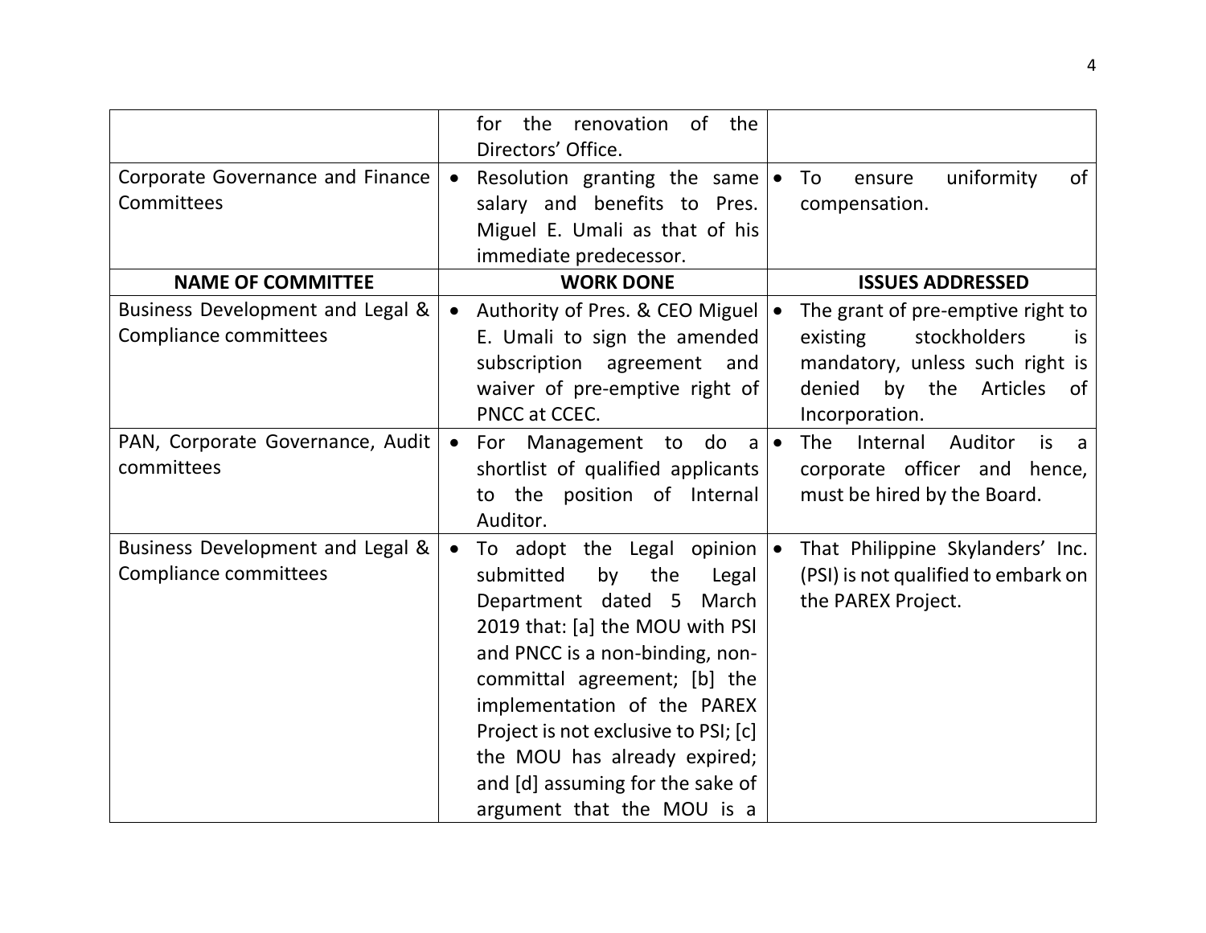| | | |
|---|---|---|
| | for the renovation of the Directors' Office. | |
| Corporate Governance and Finance Committees | • Resolution granting the same salary and benefits to Pres. Miguel E. Umali as that of his immediate predecessor. | • To ensure uniformity of compensation. |
| **NAME OF COMMITTEE** | **WORK DONE** | **ISSUES ADDRESSED** |
| Business Development and Legal & Compliance committees | • Authority of Pres. & CEO Miguel E. Umali to sign the amended subscription agreement and waiver of pre-emptive right of PNCC at CCEC. | • The grant of pre-emptive right to existing stockholders is mandatory, unless such right is denied by the Articles of Incorporation. |
| PAN, Corporate Governance, Audit committees | • For Management to do a shortlist of qualified applicants to the position of Internal Auditor. | • The Internal Auditor is a corporate officer and hence, must be hired by the Board. |
| Business Development and Legal & Compliance committees | • To adopt the Legal opinion submitted by the Legal Department dated 5 March 2019 that: [a] the MOU with PSI and PNCC is a non-binding, non-committal agreement; [b] the implementation of the PAREX Project is not exclusive to PSI; [c] the MOU has already expired; and [d] assuming for the sake of argument that the MOU is a | • That Philippine Skylanders' Inc. (PSI) is not qualified to embark on the PAREX Project. |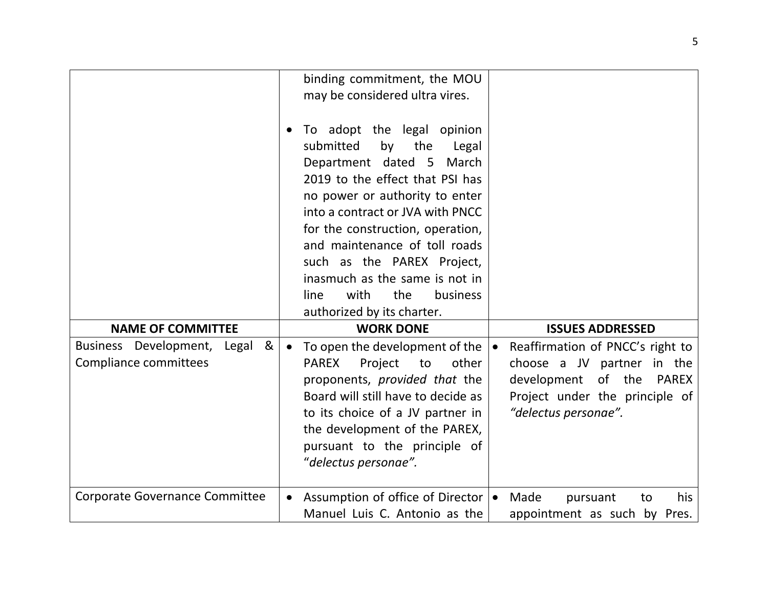| | | |
|---|---|---|
| | binding commitment, the MOU may be considered ultra vires.<br><br>• To adopt the legal opinion submitted by the Legal Department dated 5 March 2019 to the effect that PSI has no power or authority to enter into a contract or JVA with PNCC for the construction, operation, and maintenance of toll roads such as the PAREX Project, inasmuch as the same is not in line with the business authorized by its charter. | |
| **NAME OF COMMITTEE** | **WORK DONE** | **ISSUES ADDRESSED** |
| Business Development, Legal & Compliance committees | • To open the development of the PAREX Project to other proponents, *provided that* the Board will still have to decide as to its choice of a JV partner in the development of the PAREX, pursuant to the principle of "*delectus personae".* | • Reaffirmation of PNCC's right to choose a JV partner in the development of the PAREX Project under the principle of *"delectus personae".* |
| Corporate Governance Committee | • Assumption of office of Director Manuel Luis C. Antonio as the | • Made pursuant to his appointment as such by Pres. |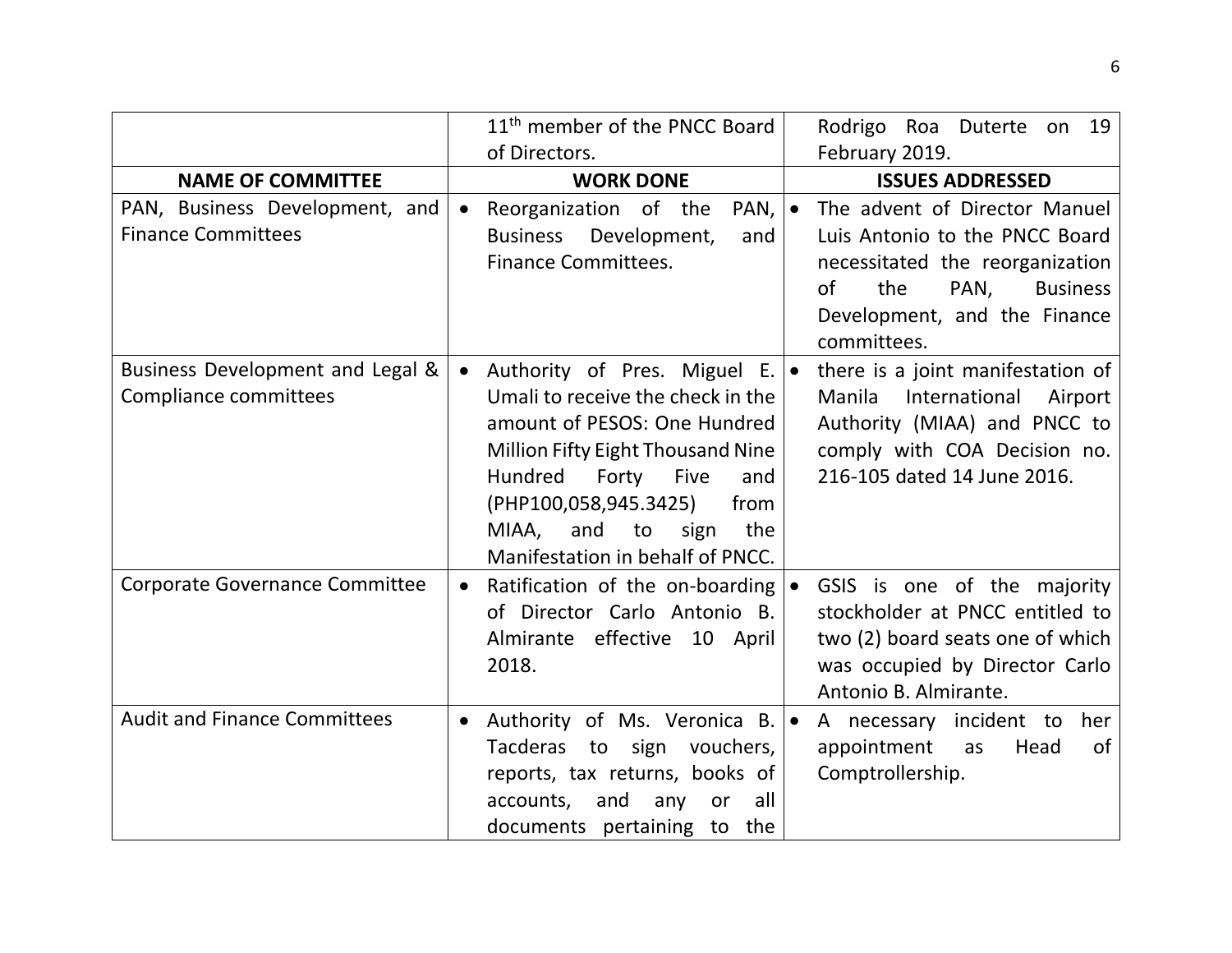|  |  |  |
|---|---|---|
|  | 11th member of the PNCC Board of Directors. | Rodrigo Roa Duterte on 19 February 2019. |
| **NAME OF COMMITTEE** | **WORK DONE** | **ISSUES ADDRESSED** |
| PAN, Business Development, and Finance Committees | • Reorganization of the PAN, Business Development, and Finance Committees. | • The advent of Director Manuel Luis Antonio to the PNCC Board necessitated the reorganization of the PAN, Business Development, and the Finance committees. |
| Business Development and Legal & Compliance committees | • Authority of Pres. Miguel E. Umali to receive the check in the amount of PESOS: One Hundred Million Fifty Eight Thousand Nine Hundred Forty Five and (PHP100,058,945.3425) from MIAA, and to sign the Manifestation in behalf of PNCC. | • there is a joint manifestation of Manila International Airport Authority (MIAA) and PNCC to comply with COA Decision no. 216-105 dated 14 June 2016. |
| Corporate Governance Committee | • Ratification of the on-boarding of Director Carlo Antonio B. Almirante effective 10 April 2018. | • GSIS is one of the majority stockholder at PNCC entitled to two (2) board seats one of which was occupied by Director Carlo Antonio B. Almirante. |
| Audit and Finance Committees | • Authority of Ms. Veronica B. Tacderas to sign vouchers, reports, tax returns, books of accounts, and any or all documents pertaining to the | • A necessary incident to her appointment as Head of Comptrollership. |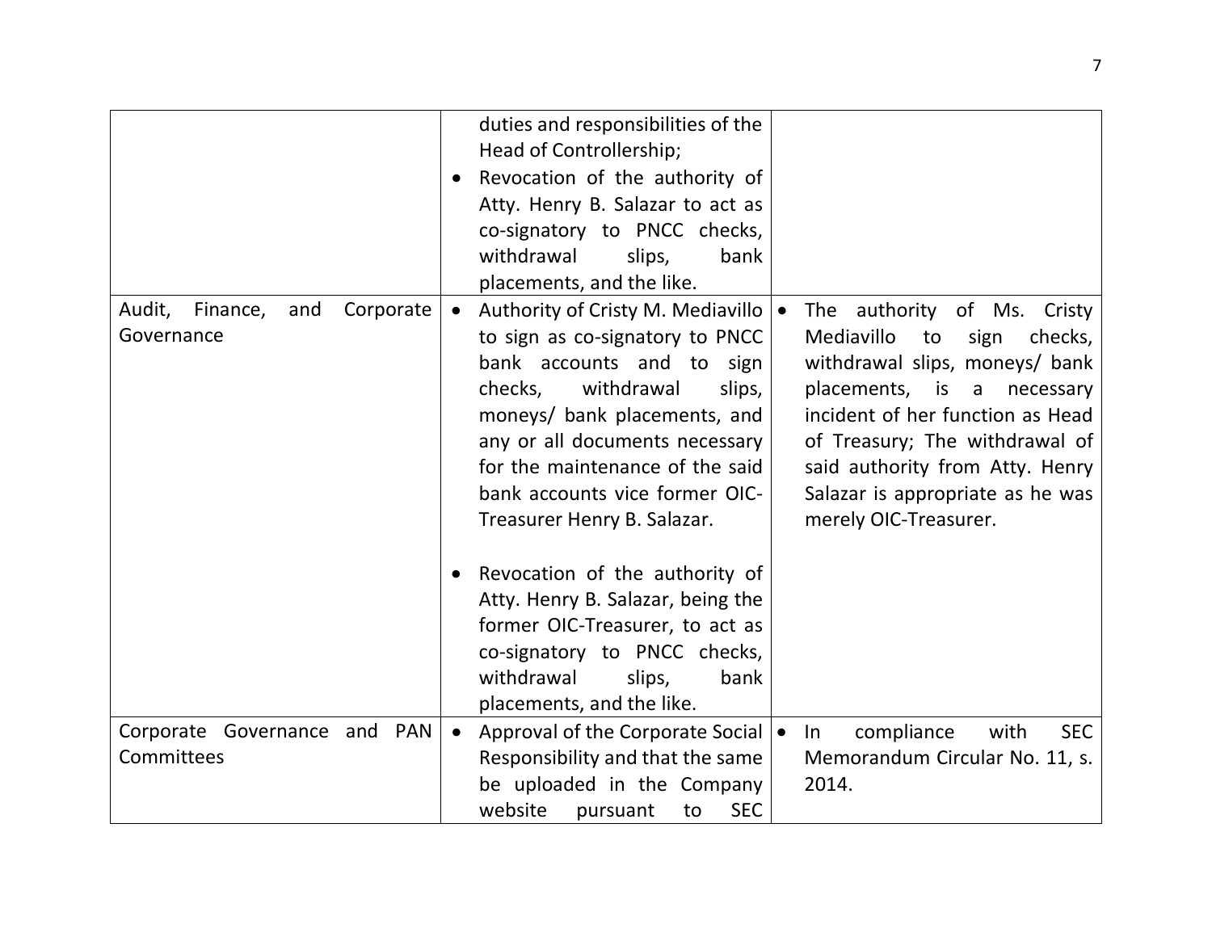| | | |
|---|---|---|
| | duties and responsibilities of the Head of Controllership;<br>• Revocation of the authority of Atty. Henry B. Salazar to act as co-signatory to PNCC checks, withdrawal slips, bank placements, and the like. | |
| Audit, Finance, and Corporate Governance | • Authority of Cristy M. Mediavillo to sign as co-signatory to PNCC bank accounts and to sign checks, withdrawal slips, moneys/ bank placements, and any or all documents necessary for the maintenance of the said bank accounts vice former OIC-Treasurer Henry B. Salazar.<br><br>• Revocation of the authority of Atty. Henry B. Salazar, being the former OIC-Treasurer, to act as co-signatory to PNCC checks, withdrawal slips, bank placements, and the like. | • The authority of Ms. Cristy Mediavillo to sign checks, withdrawal slips, moneys/ bank placements, is a necessary incident of her function as Head of Treasury; The withdrawal of said authority from Atty. Henry Salazar is appropriate as he was merely OIC-Treasurer. |
| Corporate Governance and PAN Committees | • Approval of the Corporate Social Responsibility and that the same be uploaded in the Company website pursuant to SEC | • In compliance with SEC Memorandum Circular No. 11, s. 2014. |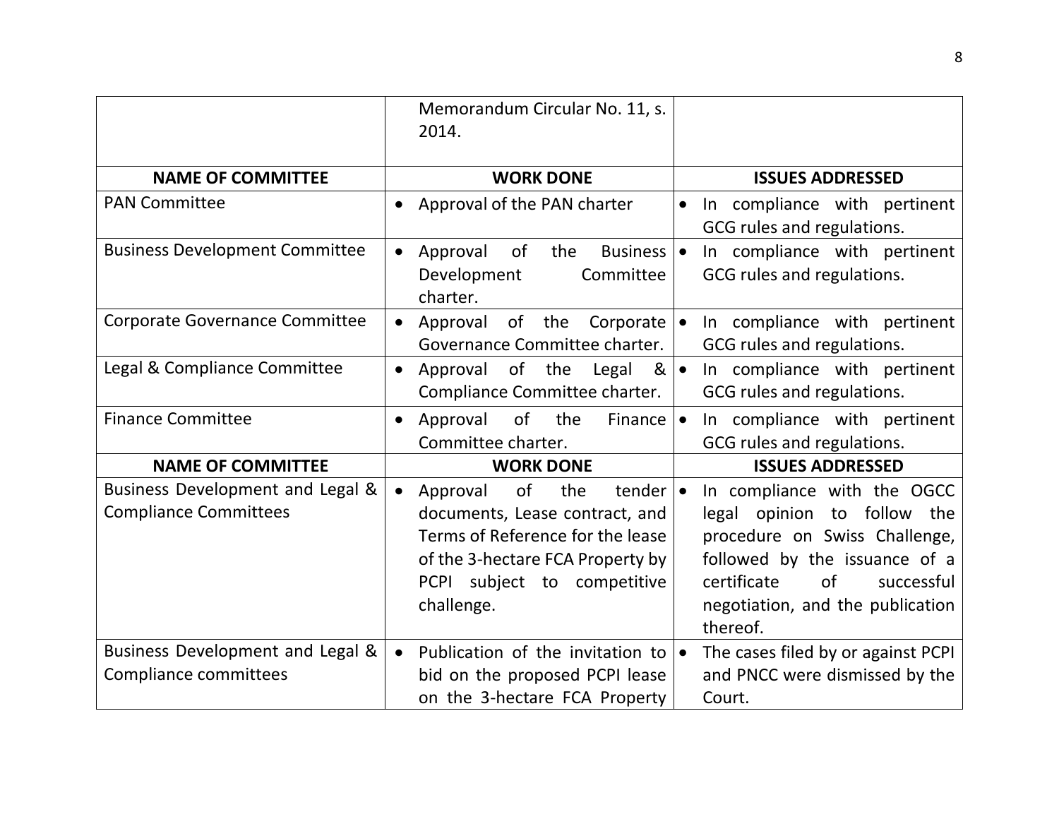|  | Memorandum Circular No. 11, s. 2014. |  |
|---|---|---|
| **NAME OF COMMITTEE** | **WORK DONE** | **ISSUES ADDRESSED** |
| PAN Committee | • Approval of the PAN charter | • In compliance with pertinent GCG rules and regulations. |
| Business Development Committee | • Approval of the Business Development Committee charter. | • In compliance with pertinent GCG rules and regulations. |
| Corporate Governance Committee | • Approval of the Corporate Governance Committee charter. | • In compliance with pertinent GCG rules and regulations. |
| Legal & Compliance Committee | • Approval of the Legal & Compliance Committee charter. | • In compliance with pertinent GCG rules and regulations. |
| Finance Committee | • Approval of the Finance Committee charter. | • In compliance with pertinent GCG rules and regulations. |
| **NAME OF COMMITTEE** | **WORK DONE** | **ISSUES ADDRESSED** |
| Business Development and Legal & Compliance Committees | • Approval of the tender documents, Lease contract, and Terms of Reference for the lease of the 3-hectare FCA Property by PCPI subject to competitive challenge. | • In compliance with the OGCC legal opinion to follow the procedure on Swiss Challenge, followed by the issuance of a certificate of successful negotiation, and the publication thereof. |
| Business Development and Legal & Compliance committees | • Publication of the invitation to bid on the proposed PCPI lease on the 3-hectare FCA Property | • The cases filed by or against PCPI and PNCC were dismissed by the Court. |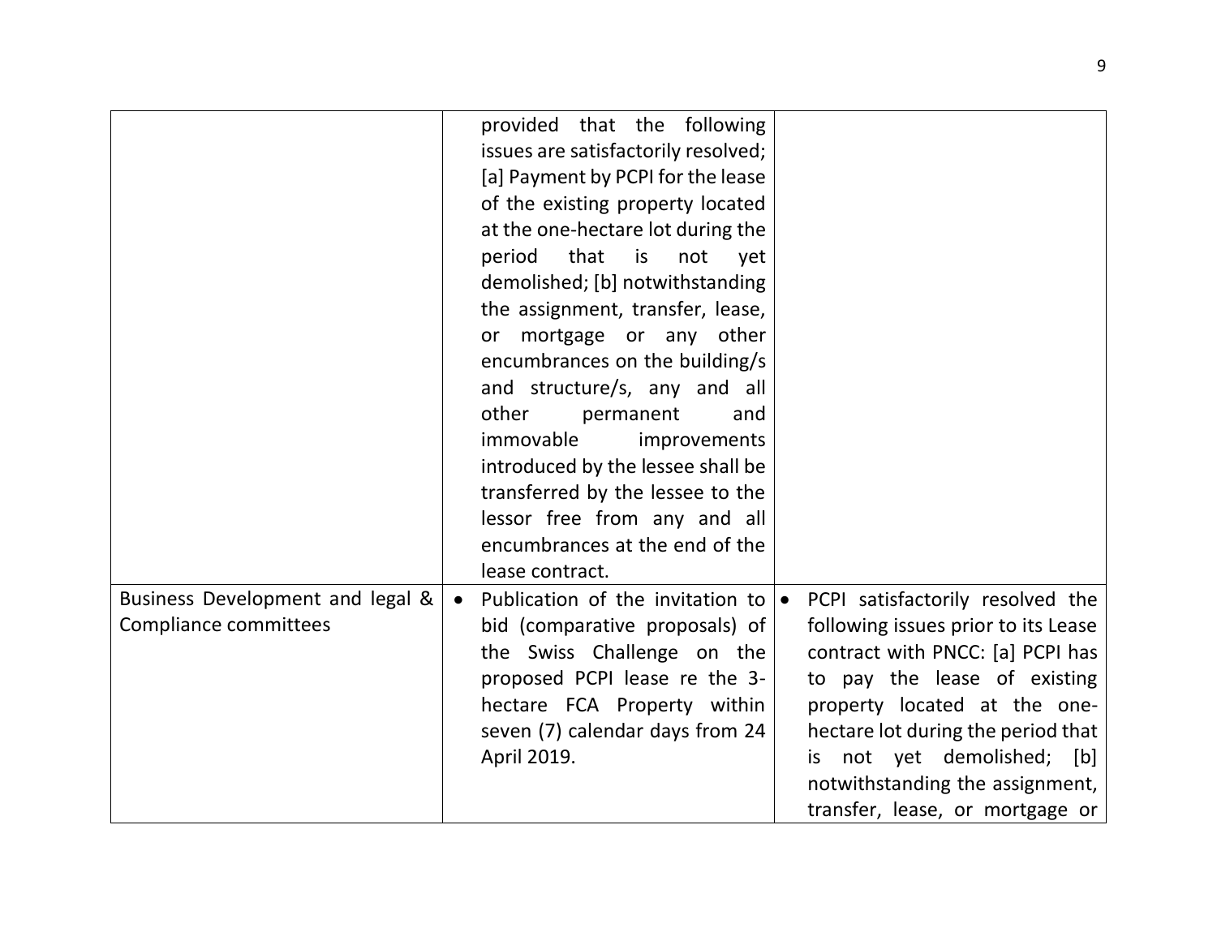| | | |
|---|---|---|
| | provided that the following issues are satisfactorily resolved; [a] Payment by PCPI for the lease of the existing property located at the one-hectare lot during the period that is not yet demolished; [b] notwithstanding the assignment, transfer, lease, or mortgage or any other encumbrances on the building/s and structure/s, any and all other permanent and immovable improvements introduced by the lessee shall be transferred by the lessee to the lessor free from any and all encumbrances at the end of the lease contract. | |
| Business Development and legal & Compliance committees | • Publication of the invitation to bid (comparative proposals) of the Swiss Challenge on the proposed PCPI lease re the 3-hectare FCA Property within seven (7) calendar days from 24 April 2019. | • PCPI satisfactorily resolved the following issues prior to its Lease contract with PNCC: [a] PCPI has to pay the lease of existing property located at the one-hectare lot during the period that is not yet demolished; [b] notwithstanding the assignment, transfer, lease, or mortgage or |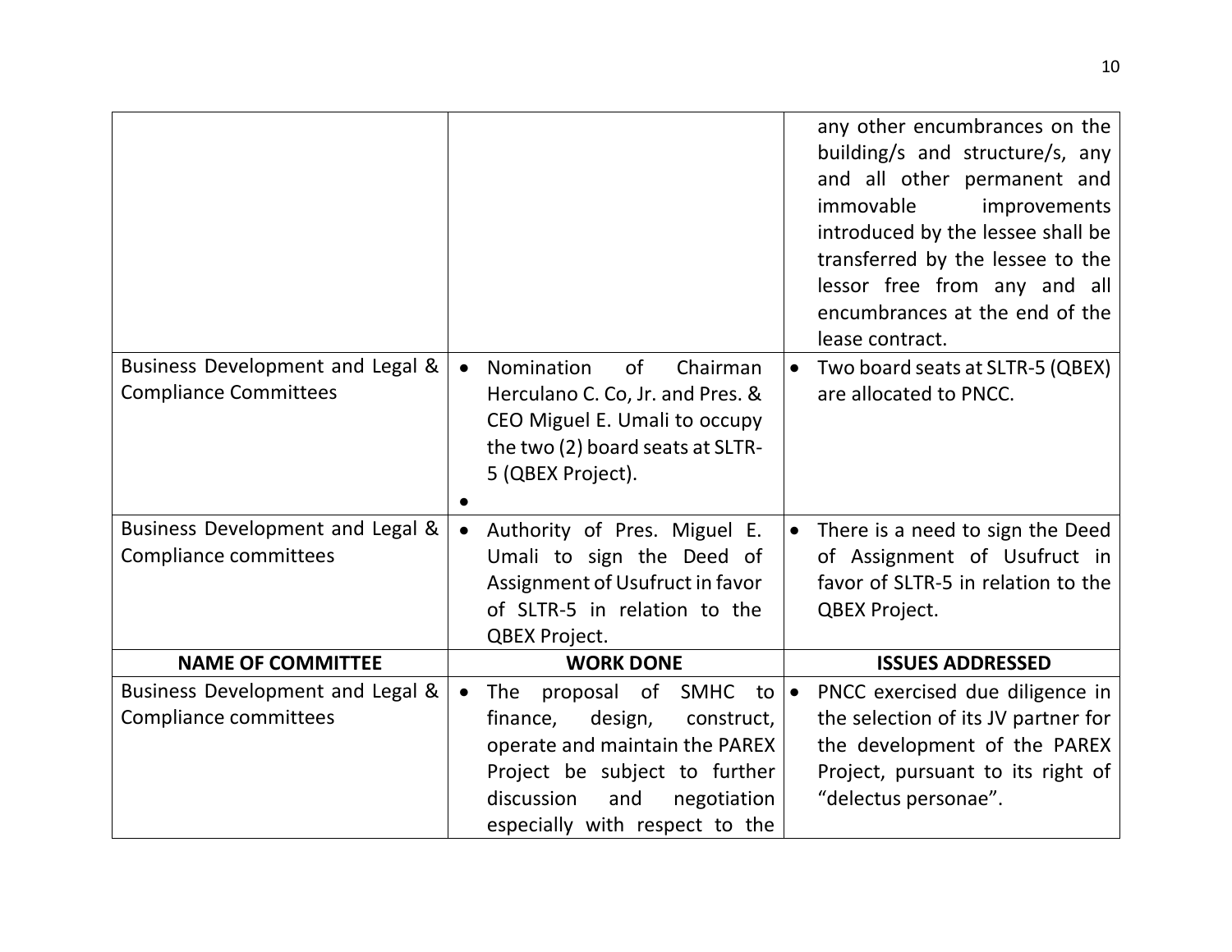| | | |
|---|---|---|
| | | any other encumbrances on the building/s and structure/s, any and all other permanent and immovable improvements introduced by the lessee shall be transferred by the lessee to the lessor free from any and all encumbrances at the end of the lease contract. |
| Business Development and Legal & Compliance Committees | • Nomination of Chairman Herculano C. Co, Jr. and Pres. & CEO Miguel E. Umali to occupy the two (2) board seats at SLTR-5 (QBEX Project).<br>• | • Two board seats at SLTR-5 (QBEX) are allocated to PNCC. |
| Business Development and Legal & Compliance committees | • Authority of Pres. Miguel E. Umali to sign the Deed of Assignment of Usufruct in favor of SLTR-5 in relation to the QBEX Project. | • There is a need to sign the Deed of Assignment of Usufruct in favor of SLTR-5 in relation to the QBEX Project. |
| **NAME OF COMMITTEE** | **WORK DONE** | **ISSUES ADDRESSED** |
| Business Development and Legal & Compliance committees | • The proposal of SMHC to finance, design, construct, operate and maintain the PAREX Project be subject to further discussion and negotiation especially with respect to the | • PNCC exercised due diligence in the selection of its JV partner for the development of the PAREX Project, pursuant to its right of "delectus personae". |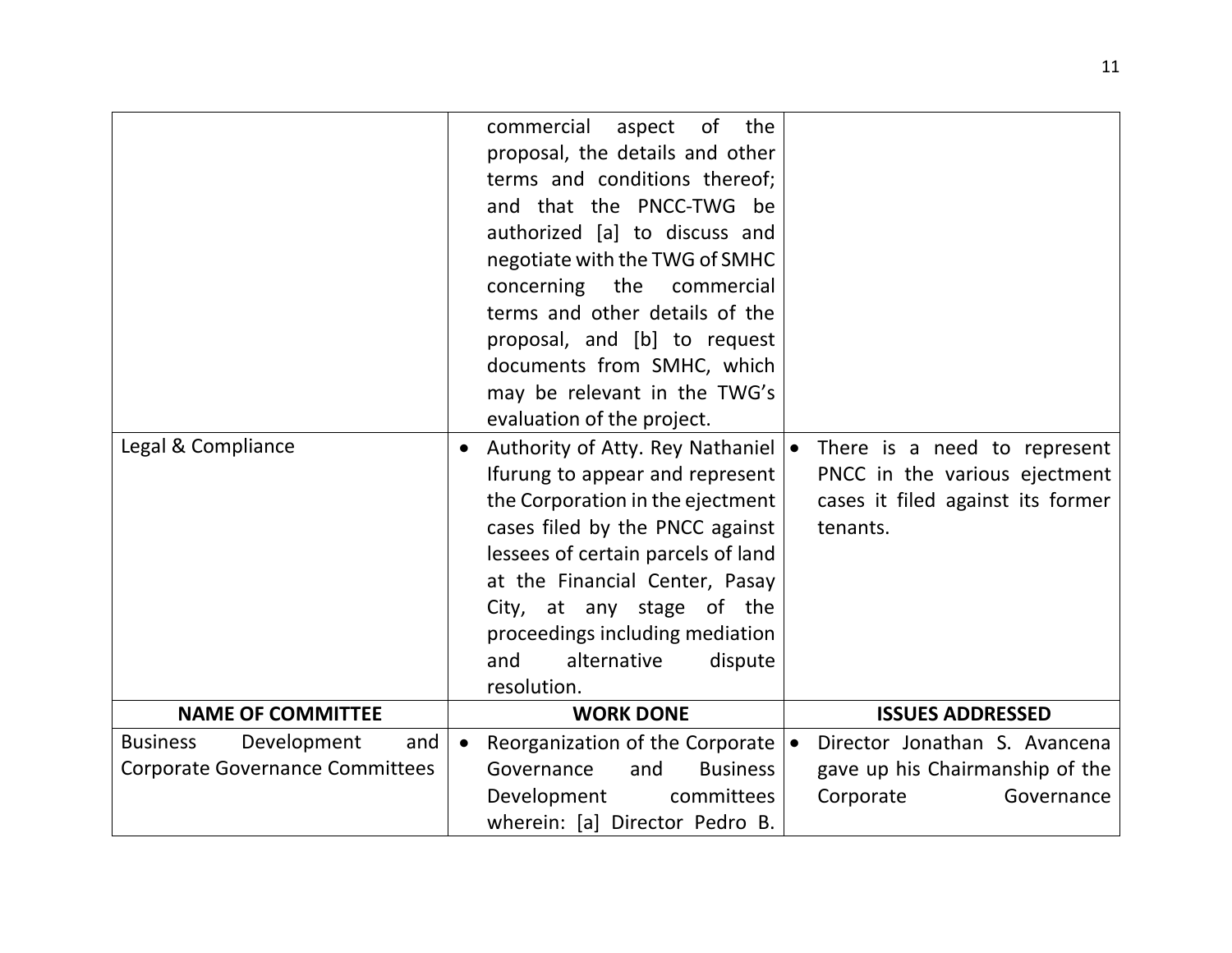| | | |
|---|---|---|
| | commercial aspect of the proposal, the details and other terms and conditions thereof; and that the PNCC-TWG be authorized [a] to discuss and negotiate with the TWG of SMHC concerning the commercial terms and other details of the proposal, and [b] to request documents from SMHC, which may be relevant in the TWG's evaluation of the project. | |
| Legal & Compliance | • Authority of Atty. Rey Nathaniel Ifurung to appear and represent the Corporation in the ejectment cases filed by the PNCC against lessees of certain parcels of land at the Financial Center, Pasay City, at any stage of the proceedings including mediation and alternative dispute resolution. | • There is a need to represent PNCC in the various ejectment cases it filed against its former tenants. |
| **NAME OF COMMITTEE** | **WORK DONE** | **ISSUES ADDRESSED** |
| Business Development and Corporate Governance Committees | • Reorganization of the Corporate Governance and Business Development committees wherein: [a] Director Pedro B. | • Director Jonathan S. Avancena gave up his Chairmanship of the Corporate Governance |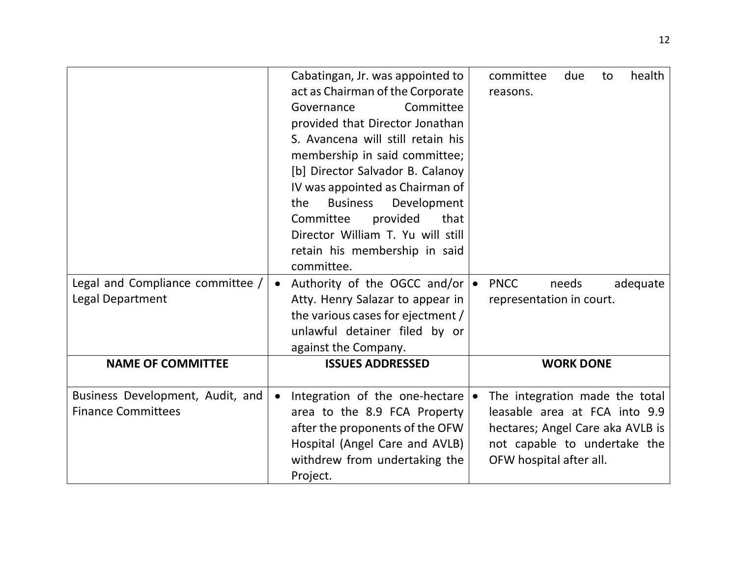| | | |
|---|---|---|
| | Cabatingan, Jr. was appointed to act as Chairman of the Corporate Governance Committee provided that Director Jonathan S. Avancena will still retain his membership in said committee; [b] Director Salvador B. Calanoy IV was appointed as Chairman of the Business Development Committee provided that Director William T. Yu will still retain his membership in said committee. | committee due to health reasons. |
| Legal and Compliance committee / Legal Department | • Authority of the OGCC and/or Atty. Henry Salazar to appear in the various cases for ejectment / unlawful detainer filed by or against the Company. | • PNCC needs adequate representation in court. |
| **NAME OF COMMITTEE** | **ISSUES ADDRESSED** | **WORK DONE** |
| Business Development, Audit, and Finance Committees | • Integration of the one-hectare area to the 8.9 FCA Property after the proponents of the OFW Hospital (Angel Care and AVLB) withdrew from undertaking the Project. | • The integration made the total leasable area at FCA into 9.9 hectares; Angel Care aka AVLB is not capable to undertake the OFW hospital after all. |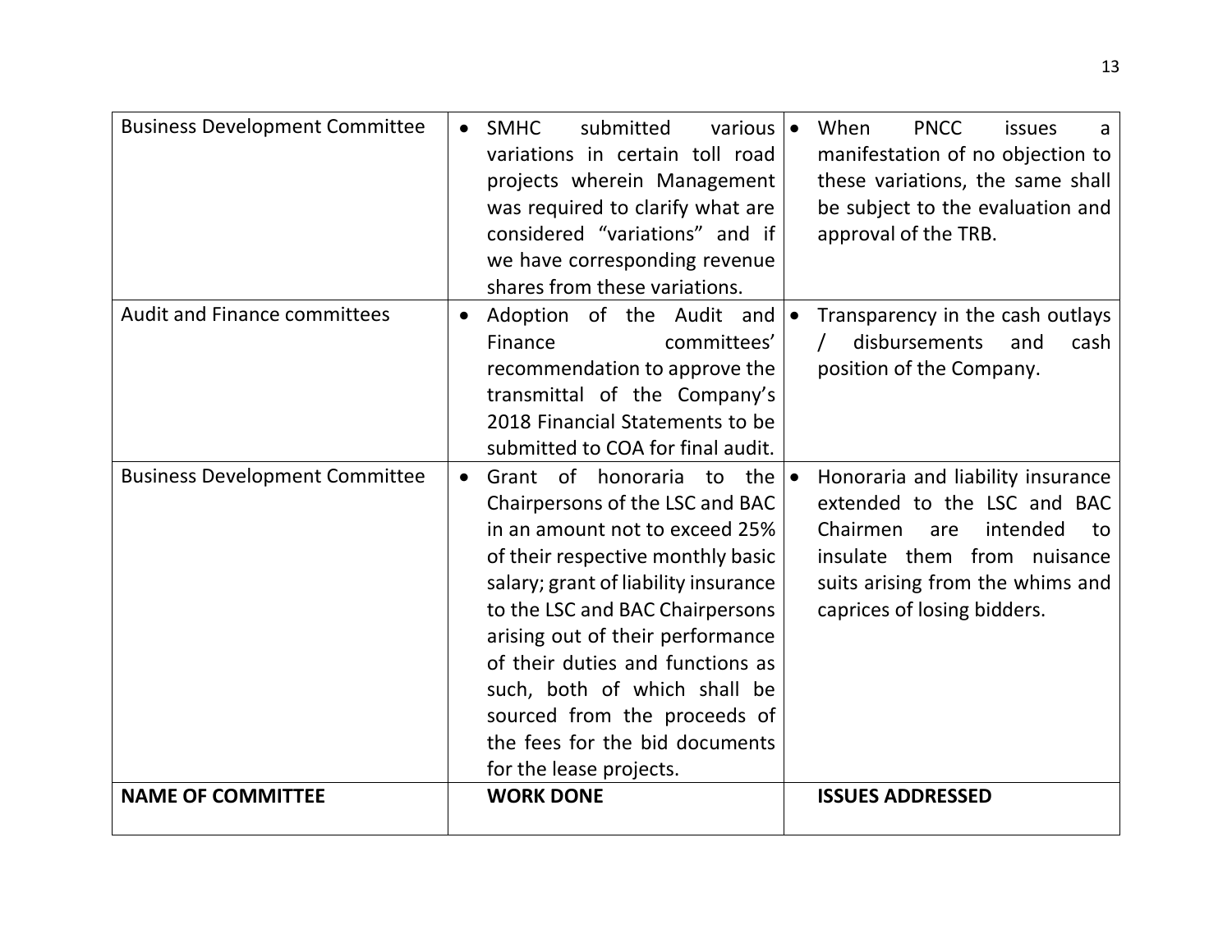| Business Development Committee | • SMHC submitted various variations in certain toll road projects wherein Management was required to clarify what are considered "variations" and if we have corresponding revenue shares from these variations. | • When PNCC issues a manifestation of no objection to these variations, the same shall be subject to the evaluation and approval of the TRB. |
|---|---|---|
| Audit and Finance committees | • Adoption of the Audit and Finance committees' recommendation to approve the transmittal of the Company's 2018 Financial Statements to be submitted to COA for final audit. | • Transparency in the cash outlays / disbursements and cash position of the Company. |
| Business Development Committee | • Grant of honoraria to the Chairpersons of the LSC and BAC in an amount not to exceed 25% of their respective monthly basic salary; grant of liability insurance to the LSC and BAC Chairpersons arising out of their performance of their duties and functions as such, both of which shall be sourced from the proceeds of the fees for the bid documents for the lease projects. | • Honoraria and liability insurance extended to the LSC and BAC Chairmen are intended to insulate them from nuisance suits arising from the whims and caprices of losing bidders. |
| **NAME OF COMMITTEE** | **WORK DONE** | **ISSUES ADDRESSED** |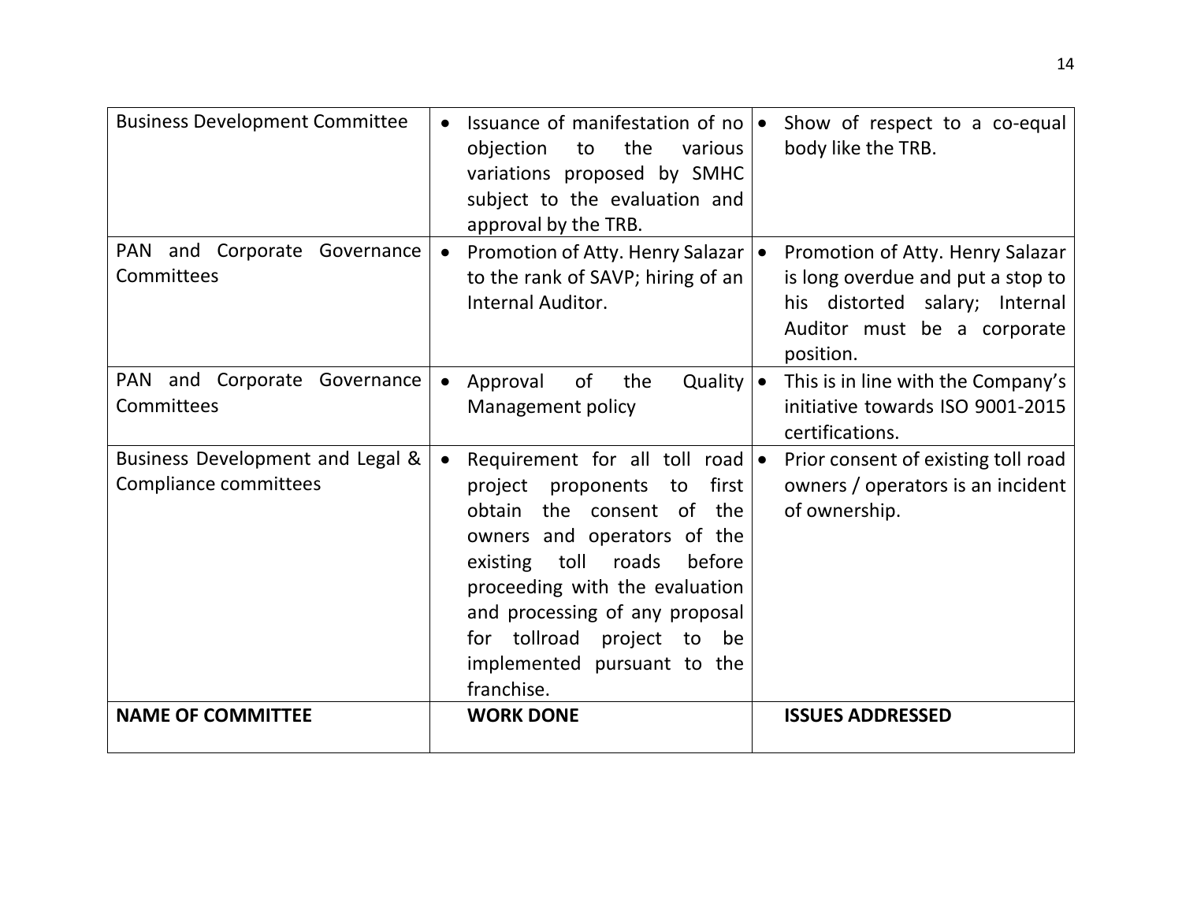| Business Development Committee | • Issuance of manifestation of no objection to the various variations proposed by SMHC subject to the evaluation and approval by the TRB. | • Show of respect to a co-equal body like the TRB. |
|---|---|---|
| PAN and Corporate Governance Committees | • Promotion of Atty. Henry Salazar to the rank of SAVP; hiring of an Internal Auditor. | • Promotion of Atty. Henry Salazar is long overdue and put a stop to his distorted salary; Internal Auditor must be a corporate position. |
| PAN and Corporate Governance Committees | • Approval of the Quality Management policy | • This is in line with the Company's initiative towards ISO 9001-2015 certifications. |
| Business Development and Legal & Compliance committees | • Requirement for all toll road project proponents to first obtain the consent of the owners and operators of the existing toll roads before proceeding with the evaluation and processing of any proposal for tollroad project to be implemented pursuant to the franchise. | • Prior consent of existing toll road owners / operators is an incident of ownership. |
| **NAME OF COMMITTEE** | **WORK DONE** | **ISSUES ADDRESSED** |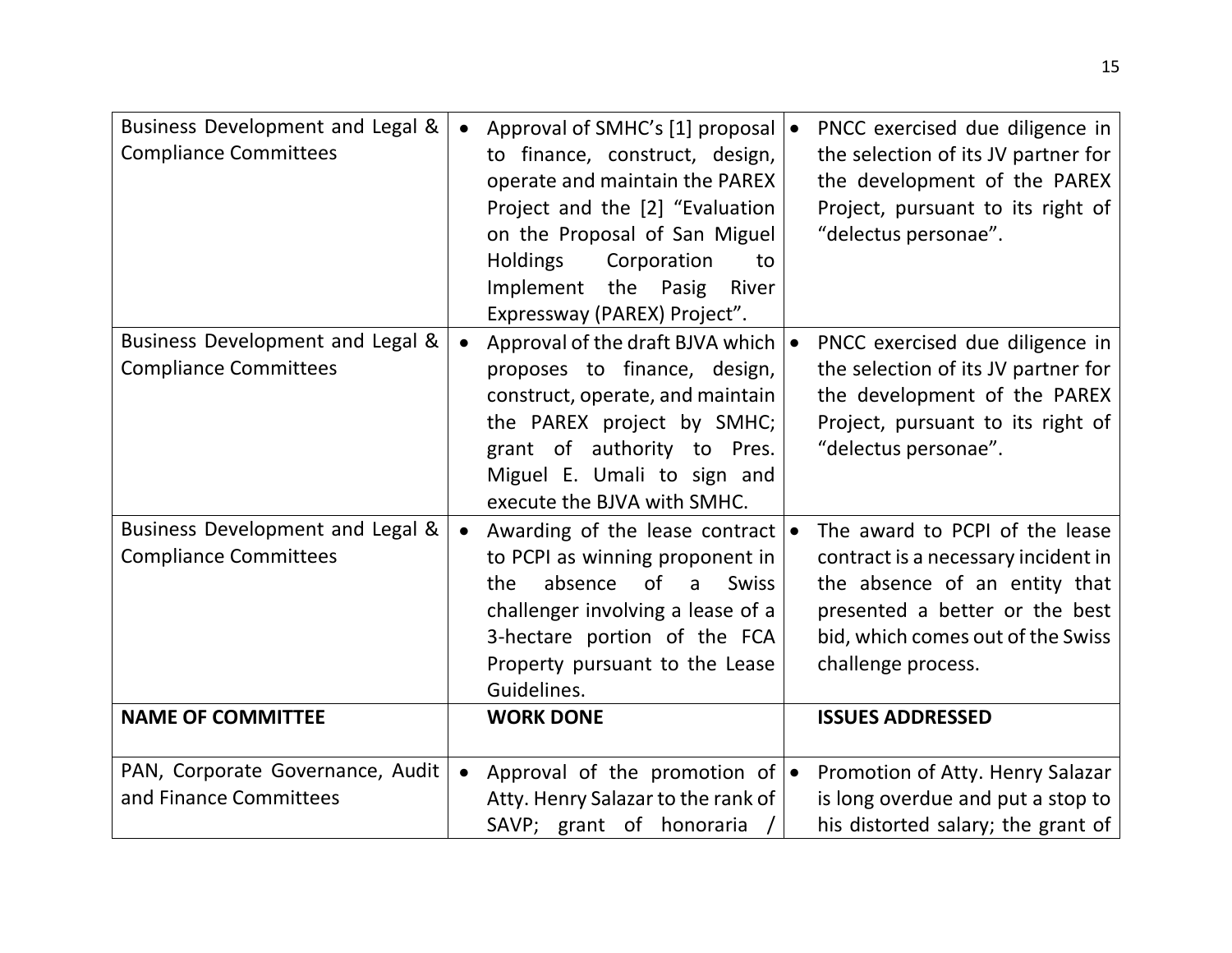| | | |
|---|---|---|
| Business Development and Legal & Compliance Committees | • Approval of SMHC's [1] proposal to finance, construct, design, operate and maintain the PAREX Project and the [2] "Evaluation on the Proposal of San Miguel Holdings Corporation to Implement the Pasig River Expressway (PAREX) Project". | • PNCC exercised due diligence in the selection of its JV partner for the development of the PAREX Project, pursuant to its right of "delectus personae". |
| Business Development and Legal & Compliance Committees | • Approval of the draft BJVA which proposes to finance, design, construct, operate, and maintain the PAREX project by SMHC; grant of authority to Pres. Miguel E. Umali to sign and execute the BJVA with SMHC. | • PNCC exercised due diligence in the selection of its JV partner for the development of the PAREX Project, pursuant to its right of "delectus personae". |
| Business Development and Legal & Compliance Committees | • Awarding of the lease contract to PCPI as winning proponent in the absence of a Swiss challenger involving a lease of a 3-hectare portion of the FCA Property pursuant to the Lease Guidelines. | • The award to PCPI of the lease contract is a necessary incident in the absence of an entity that presented a better or the best bid, which comes out of the Swiss challenge process. |
| **NAME OF COMMITTEE** | **WORK DONE** | **ISSUES ADDRESSED** |
| PAN, Corporate Governance, Audit and Finance Committees | • Approval of the promotion of Atty. Henry Salazar to the rank of SAVP; grant of honoraria / | • Promotion of Atty. Henry Salazar is long overdue and put a stop to his distorted salary; the grant of |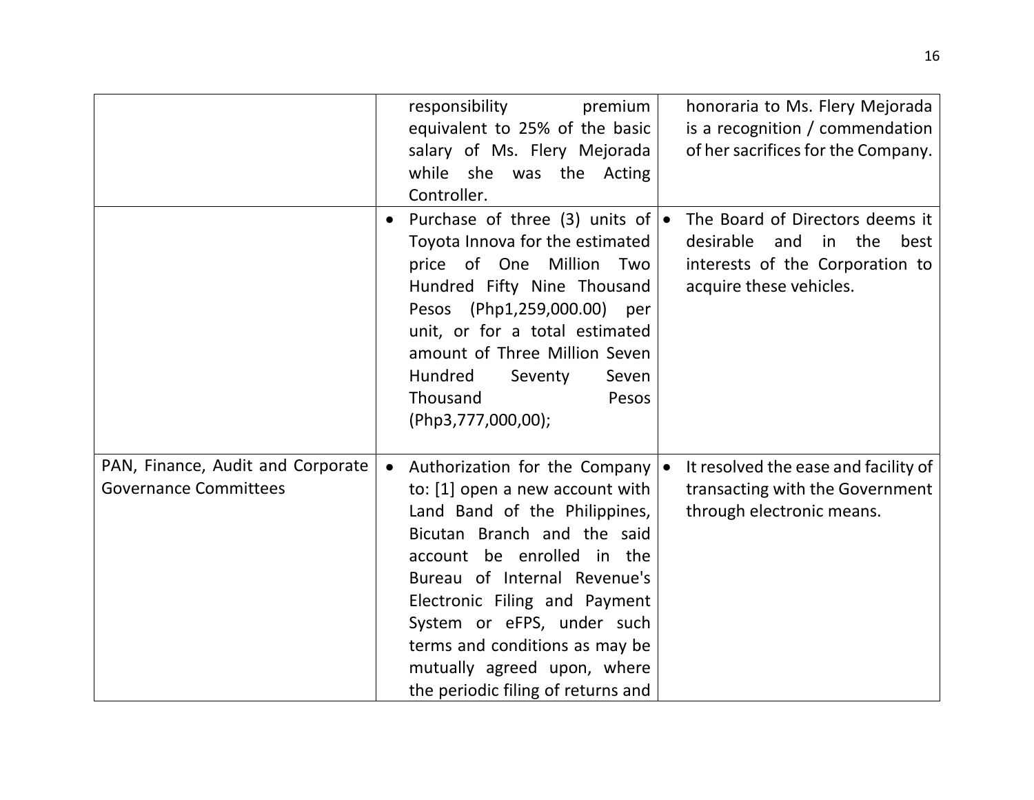| | | |
|---|---|---|
| | responsibility premium equivalent to 25% of the basic salary of Ms. Flery Mejorada while she was the Acting Controller. | honoraria to Ms. Flery Mejorada is a recognition / commendation of her sacrifices for the Company. |
| | • Purchase of three (3) units of Toyota Innova for the estimated price of One Million Two Hundred Fifty Nine Thousand Pesos (Php1,259,000.00) per unit, or for a total estimated amount of Three Million Seven Hundred Seventy Seven Thousand Pesos (Php3,777,000,00); | • The Board of Directors deems it desirable and in the best interests of the Corporation to acquire these vehicles. |
| PAN, Finance, Audit and Corporate Governance Committees | • Authorization for the Company to: [1] open a new account with Land Band of the Philippines, Bicutan Branch and the said account be enrolled in the Bureau of Internal Revenue's Electronic Filing and Payment System or eFPS, under such terms and conditions as may be mutually agreed upon, where the periodic filing of returns and | • It resolved the ease and facility of transacting with the Government through electronic means. |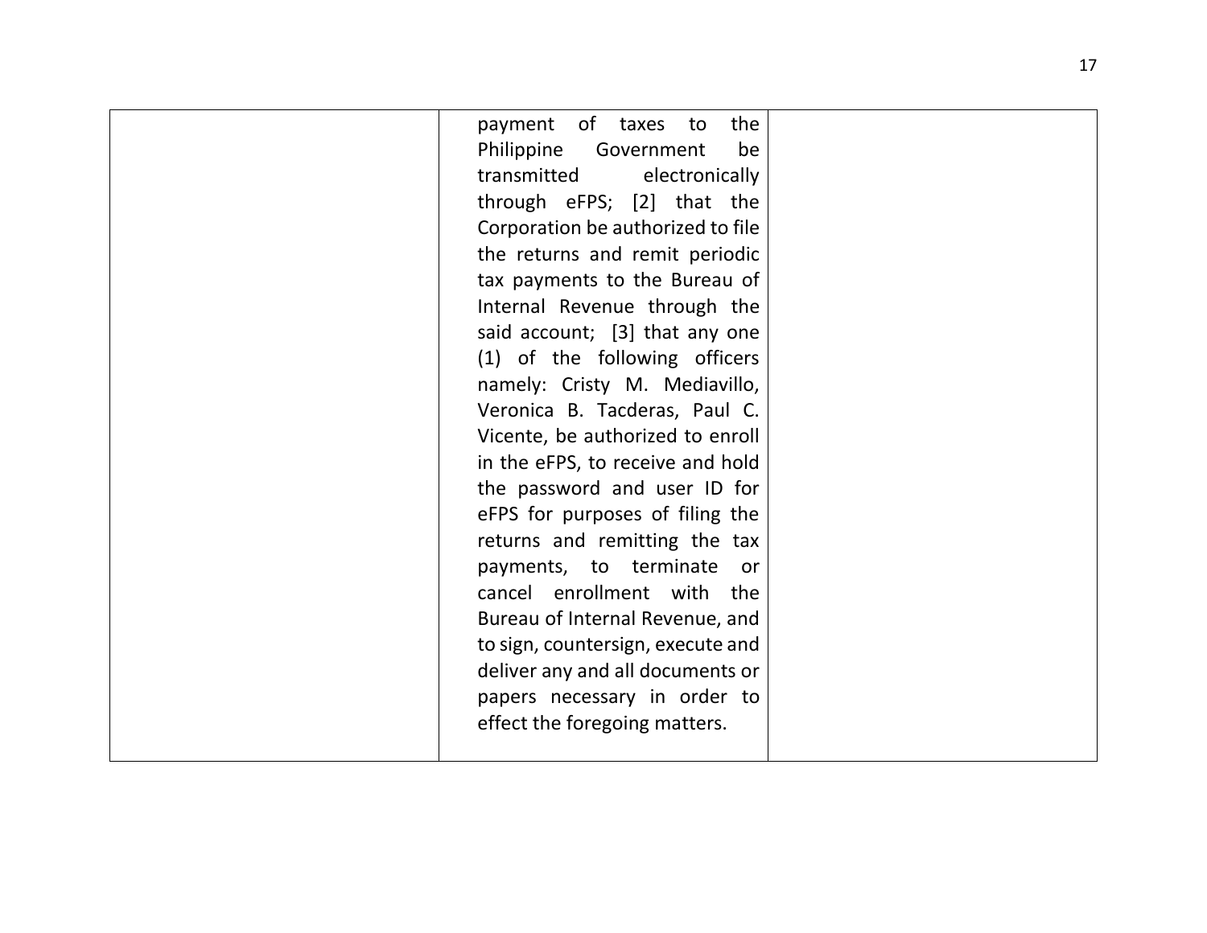| | | |
|---|---|---|
| | payment of taxes to the Philippine Government be transmitted electronically through eFPS; [2] that the Corporation be authorized to file the returns and remit periodic tax payments to the Bureau of Internal Revenue through the said account; [3] that any one (1) of the following officers namely: Cristy M. Mediavillo, Veronica B. Tacderas, Paul C. Vicente, be authorized to enroll in the eFPS, to receive and hold the password and user ID for eFPS for purposes of filing the returns and remitting the tax payments, to terminate or cancel enrollment with the Bureau of Internal Revenue, and to sign, countersign, execute and deliver any and all documents or papers necessary in order to effect the foregoing matters. | |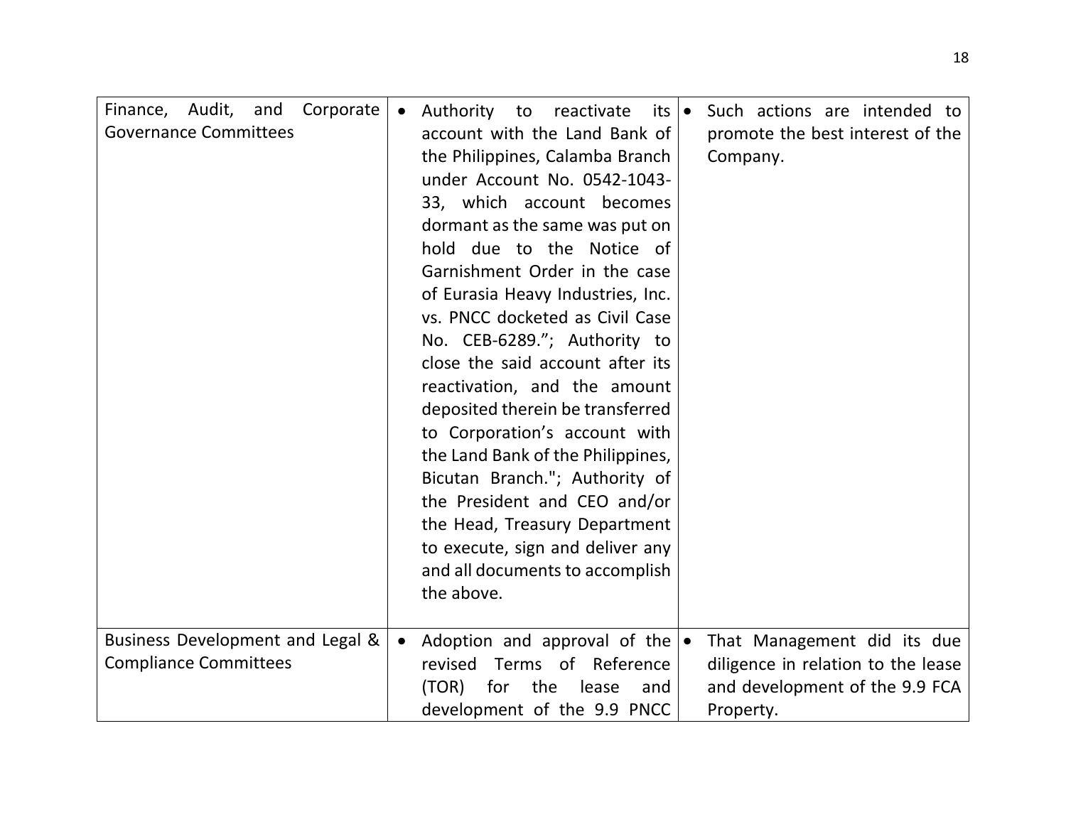| | | |
|---|---|---|
| Finance, Audit, and Corporate Governance Committees | • Authority to reactivate its account with the Land Bank of the Philippines, Calamba Branch under Account No. 0542-1043-33, which account becomes dormant as the same was put on hold due to the Notice of Garnishment Order in the case of Eurasia Heavy Industries, Inc. vs. PNCC docketed as Civil Case No. CEB-6289."; Authority to close the said account after its reactivation, and the amount deposited therein be transferred to Corporation's account with the Land Bank of the Philippines, Bicutan Branch."; Authority of the President and CEO and/or the Head, Treasury Department to execute, sign and deliver any and all documents to accomplish the above. | • Such actions are intended to promote the best interest of the Company. |
| Business Development and Legal & Compliance Committees | • Adoption and approval of the revised Terms of Reference (TOR) for the lease and development of the 9.9 PNCC | • That Management did its due diligence in relation to the lease and development of the 9.9 FCA Property. |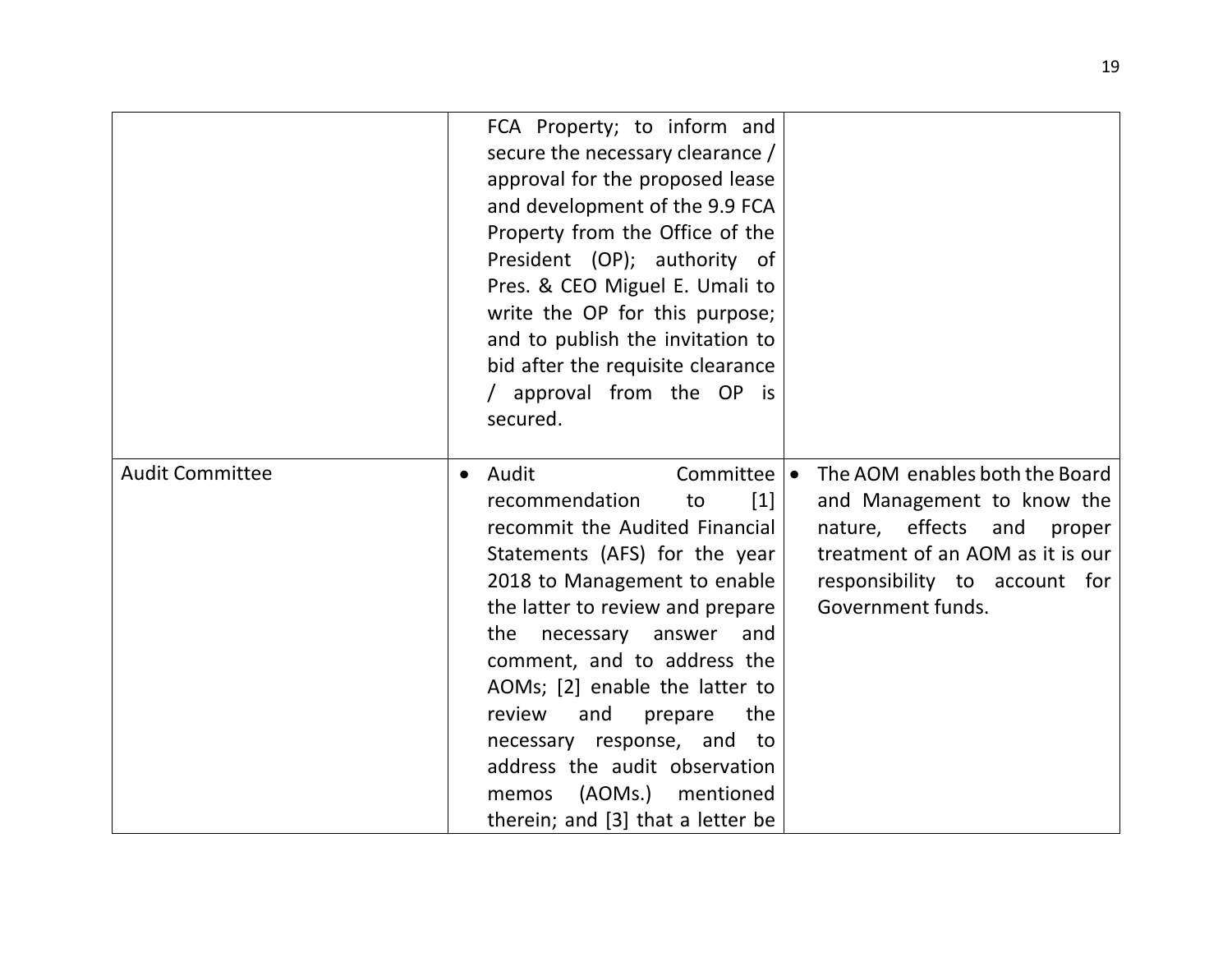| | | |
|---|---|---|
| | FCA Property; to inform and secure the necessary clearance / approval for the proposed lease and development of the 9.9 FCA Property from the Office of the President (OP); authority of Pres. & CEO Miguel E. Umali to write the OP for this purpose; and to publish the invitation to bid after the requisite clearance / approval from the OP is secured. | |
| Audit Committee | • Audit Committee recommendation to [1] recommit the Audited Financial Statements (AFS) for the year 2018 to Management to enable the latter to review and prepare the necessary answer and comment, and to address the AOMs; [2] enable the latter to review and prepare the necessary response, and to address the audit observation memos (AOMs.) mentioned therein; and [3] that a letter be | • The AOM enables both the Board and Management to know the nature, effects and proper treatment of an AOM as it is our responsibility to account for Government funds. |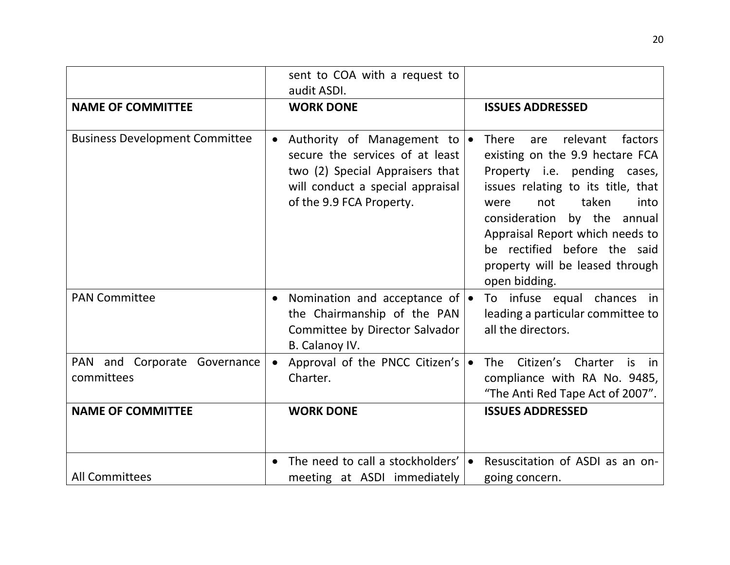| | | |
|---|---|---|
| | sent to COA with a request to audit ASDI. | |
| **NAME OF COMMITTEE** | **WORK DONE** | **ISSUES ADDRESSED** |
| Business Development Committee | • Authority of Management to secure the services of at least two (2) Special Appraisers that will conduct a special appraisal of the 9.9 FCA Property. | • There are relevant factors existing on the 9.9 hectare FCA Property i.e. pending cases, issues relating to its title, that were not taken into consideration by the annual Appraisal Report which needs to be rectified before the said property will be leased through open bidding. |
| PAN Committee | • Nomination and acceptance of the Chairmanship of the PAN Committee by Director Salvador B. Calanoy IV. | • To infuse equal chances in leading a particular committee to all the directors. |
| PAN and Corporate Governance committees | • Approval of the PNCC Citizen's Charter. | • The Citizen's Charter is in compliance with RA No. 9485, "The Anti Red Tape Act of 2007". |
| **NAME OF COMMITTEE** | **WORK DONE** | **ISSUES ADDRESSED** |
| All Committees | • The need to call a stockholders' meeting at ASDI immediately | • Resuscitation of ASDI as an on-going concern. |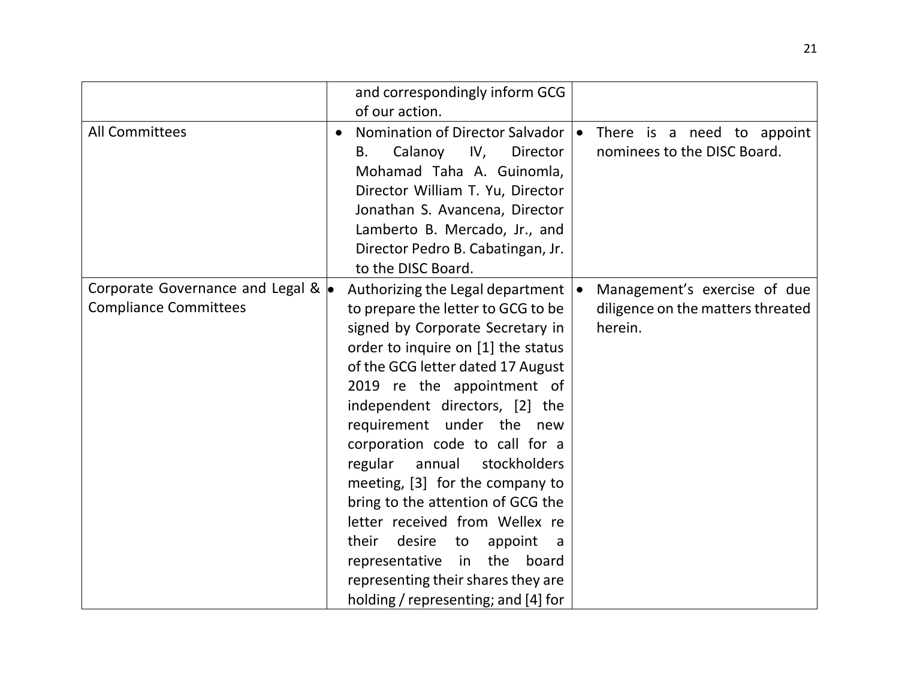| | | |
|---|---|---|
| | and correspondingly inform GCG of our action. | |
| All Committees | • Nomination of Director Salvador B. Calanoy IV, Director Mohamad Taha A. Guinomla, Director William T. Yu, Director Jonathan S. Avancena, Director Lamberto B. Mercado, Jr., and Director Pedro B. Cabatingan, Jr. to the DISC Board. | • There is a need to appoint nominees to the DISC Board. |
| Corporate Governance and Legal & Compliance Committees | • Authorizing the Legal department to prepare the letter to GCG to be signed by Corporate Secretary in order to inquire on [1] the status of the GCG letter dated 17 August 2019 re the appointment of independent directors, [2] the requirement under the new corporation code to call for a regular annual stockholders meeting, [3] for the company to bring to the attention of GCG the letter received from Wellex re their desire to appoint a representative in the board representing their shares they are holding / representing; and [4] for | • Management's exercise of due diligence on the matters threated herein. |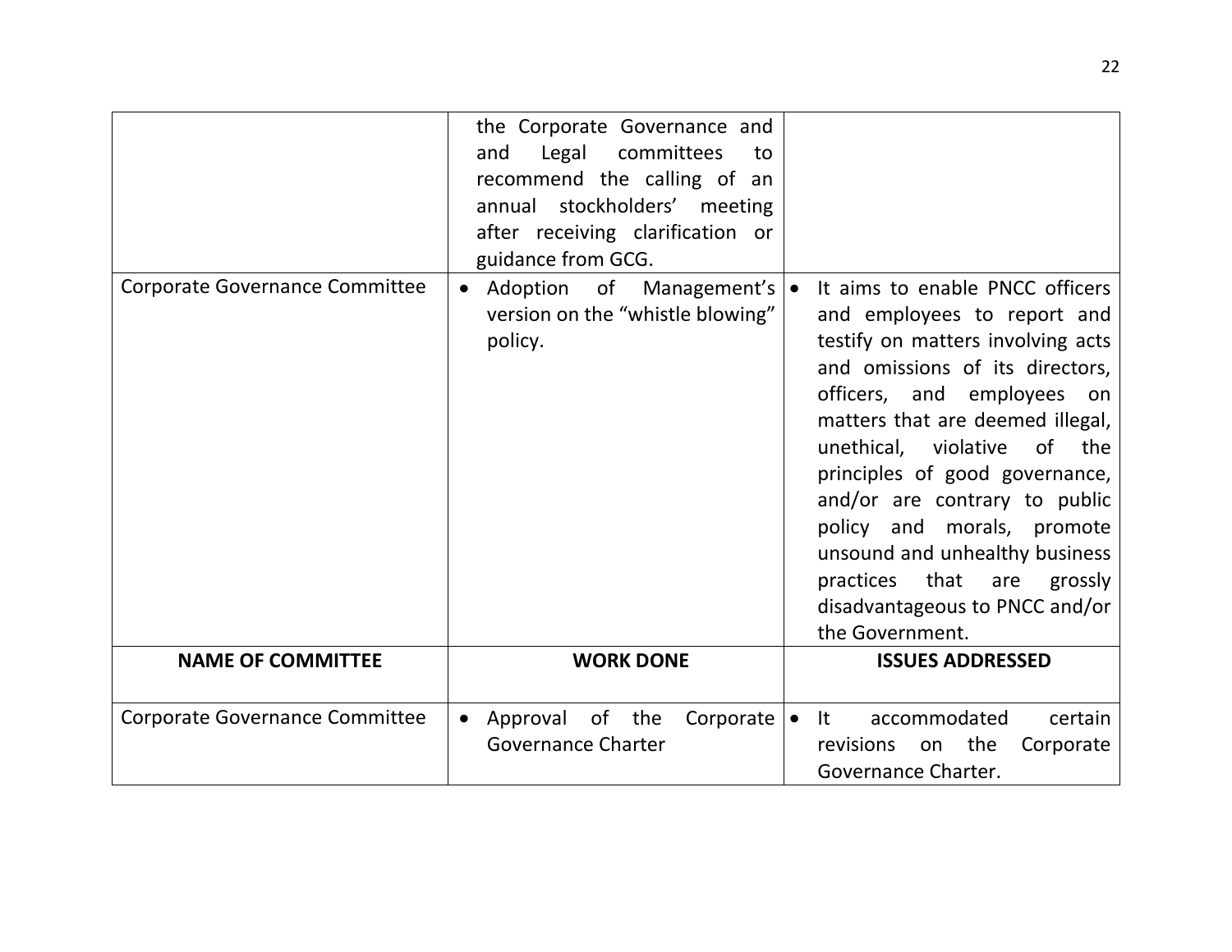| | | |
|---|---|---|
| | the Corporate Governance and and Legal committees to recommend the calling of an annual stockholders' meeting after receiving clarification or guidance from GCG. | |
| Corporate Governance Committee | • Adoption of Management's version on the "whistle blowing" policy. | • It aims to enable PNCC officers and employees to report and testify on matters involving acts and omissions of its directors, officers, and employees on matters that are deemed illegal, unethical, violative of the principles of good governance, and/or are contrary to public policy and morals, promote unsound and unhealthy business practices that are grossly disadvantageous to PNCC and/or the Government. |
| **NAME OF COMMITTEE** | **WORK DONE** | **ISSUES ADDRESSED** |
| Corporate Governance Committee | • Approval of the Corporate Governance Charter | • It accommodated certain revisions on the Corporate Governance Charter. |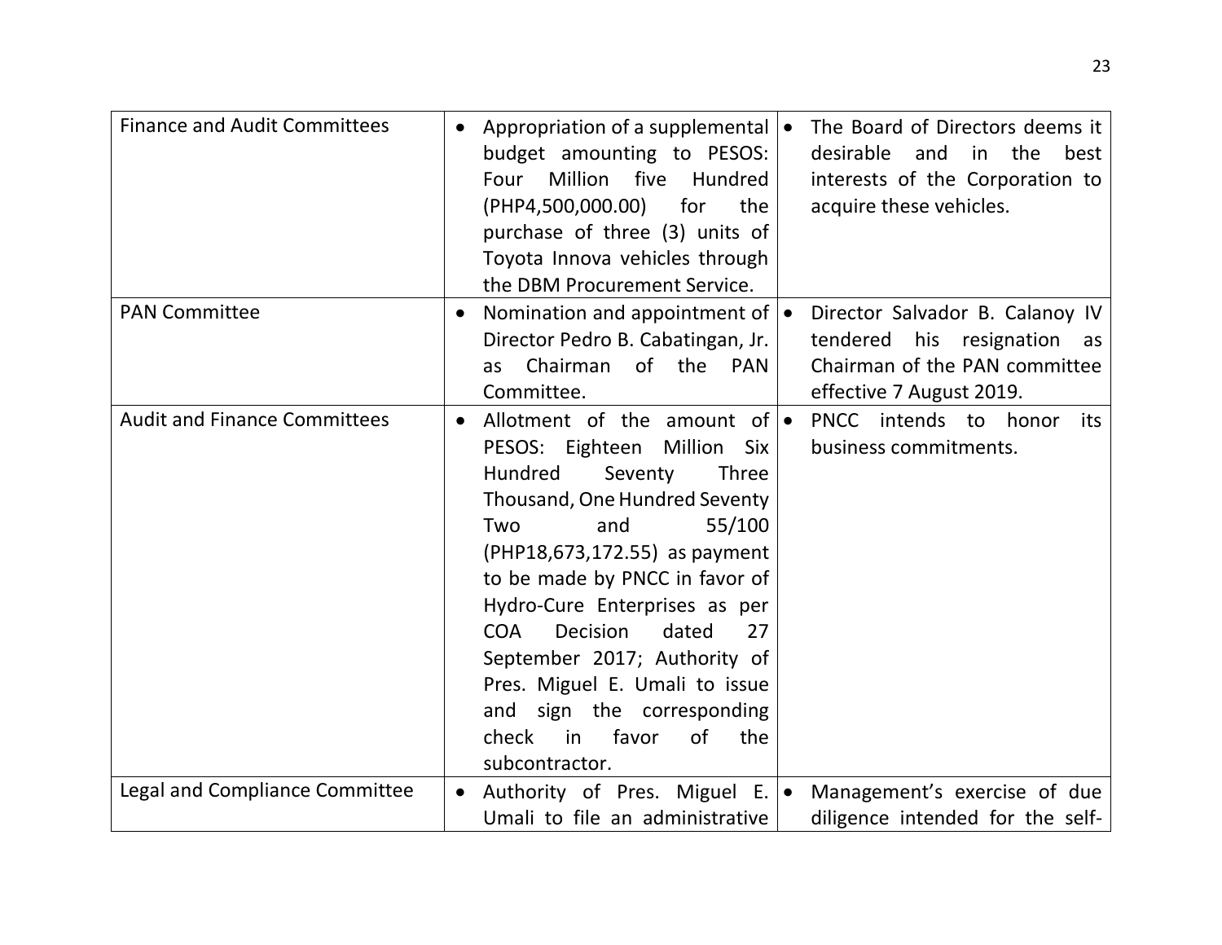| | | |
|---|---|---|
| Finance and Audit Committees | • Appropriation of a supplemental budget amounting to PESOS: Four Million five Hundred (PHP4,500,000.00) for the purchase of three (3) units of Toyota Innova vehicles through the DBM Procurement Service. | • The Board of Directors deems it desirable and in the best interests of the Corporation to acquire these vehicles. |
| PAN Committee | • Nomination and appointment of Director Pedro B. Cabatingan, Jr. as Chairman of the PAN Committee. | • Director Salvador B. Calanoy IV tendered his resignation as Chairman of the PAN committee effective 7 August 2019. |
| Audit and Finance Committees | • Allotment of the amount of PESOS: Eighteen Million Six Hundred Seventy Three Thousand, One Hundred Seventy Two and 55/100 (PHP18,673,172.55) as payment to be made by PNCC in favor of Hydro-Cure Enterprises as per COA Decision dated 27 September 2017; Authority of Pres. Miguel E. Umali to issue and sign the corresponding check in favor of the subcontractor. | • PNCC intends to honor its business commitments. |
| Legal and Compliance Committee | • Authority of Pres. Miguel E. Umali to file an administrative | • Management's exercise of due diligence intended for the self- |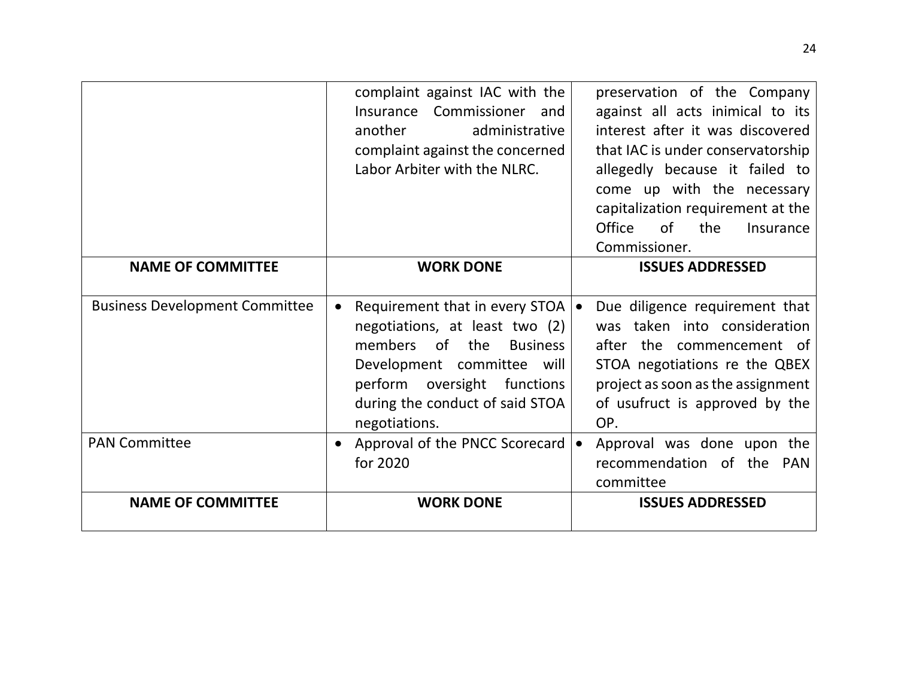| | | |
|---|---|---|
| | complaint against IAC with the Insurance Commissioner and another administrative complaint against the concerned Labor Arbiter with the NLRC. | preservation of the Company against all acts inimical to its interest after it was discovered that IAC is under conservatorship allegedly because it failed to come up with the necessary capitalization requirement at the Office of the Insurance Commissioner. |
| **NAME OF COMMITTEE** | **WORK DONE** | **ISSUES ADDRESSED** |
| Business Development Committee | • Requirement that in every STOA negotiations, at least two (2) members of the Business Development committee will perform oversight functions during the conduct of said STOA negotiations. | • Due diligence requirement that was taken into consideration after the commencement of STOA negotiations re the QBEX project as soon as the assignment of usufruct is approved by the OP. |
| PAN Committee | • Approval of the PNCC Scorecard for 2020 | • Approval was done upon the recommendation of the PAN committee |
| **NAME OF COMMITTEE** | **WORK DONE** | **ISSUES ADDRESSED** |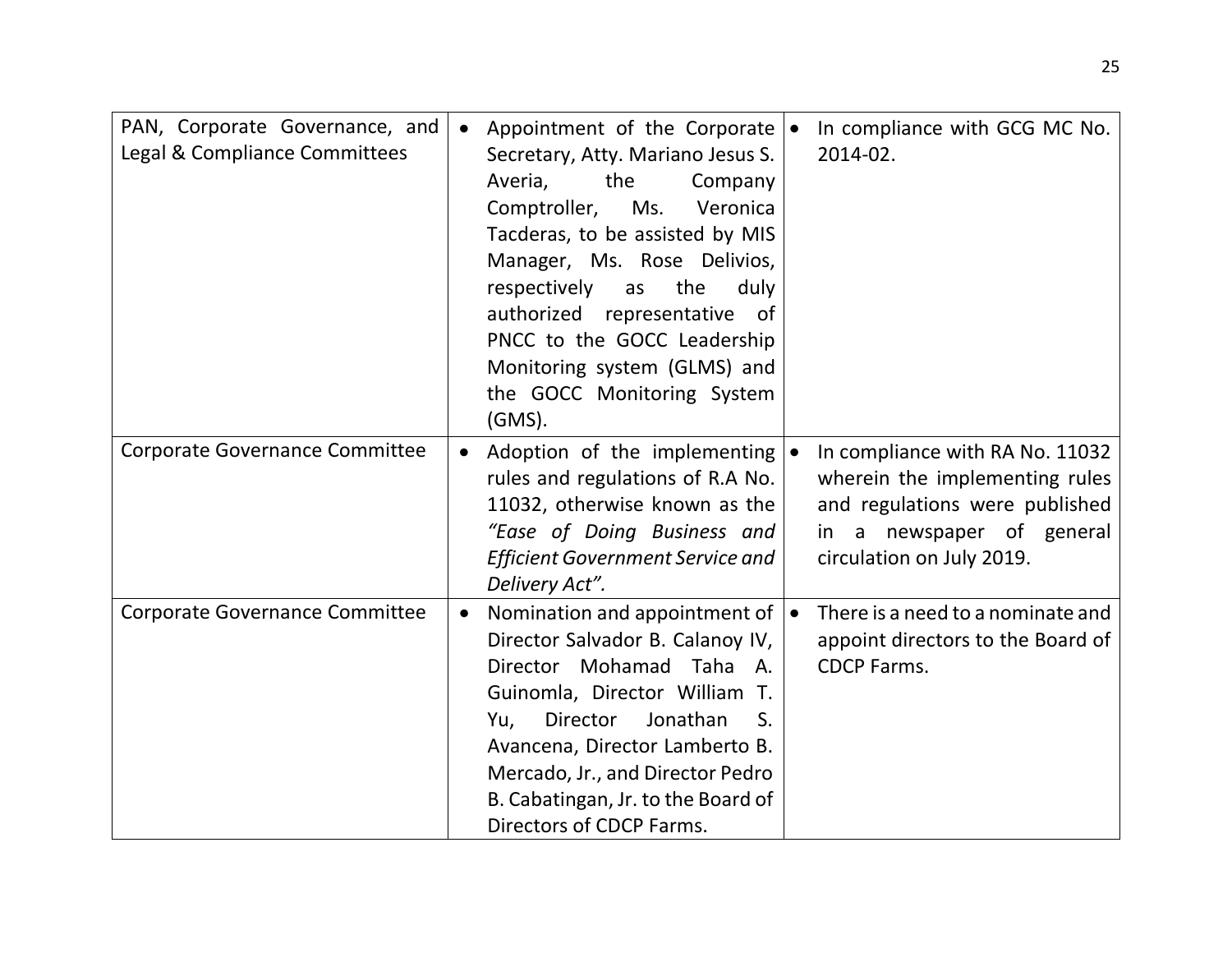| | | |
|---|---|---|
| PAN, Corporate Governance, and Legal & Compliance Committees | • Appointment of the Corporate Secretary, Atty. Mariano Jesus S. Averia, the Company Comptroller, Ms. Veronica Tacderas, to be assisted by MIS Manager, Ms. Rose Delivios, respectively as the duly authorized representative of PNCC to the GOCC Leadership Monitoring system (GLMS) and the GOCC Monitoring System (GMS). | • In compliance with GCG MC No. 2014-02. |
| Corporate Governance Committee | • Adoption of the implementing rules and regulations of R.A No. 11032, otherwise known as the *"Ease of Doing Business and Efficient Government Service and Delivery Act".* | • In compliance with RA No. 11032 wherein the implementing rules and regulations were published in a newspaper of general circulation on July 2019. |
| Corporate Governance Committee | • Nomination and appointment of Director Salvador B. Calanoy IV, Director Mohamad Taha A. Guinomla, Director William T. Yu, Director Jonathan S. Avancena, Director Lamberto B. Mercado, Jr., and Director Pedro B. Cabatingan, Jr. to the Board of Directors of CDCP Farms. | • There is a need to a nominate and appoint directors to the Board of CDCP Farms. |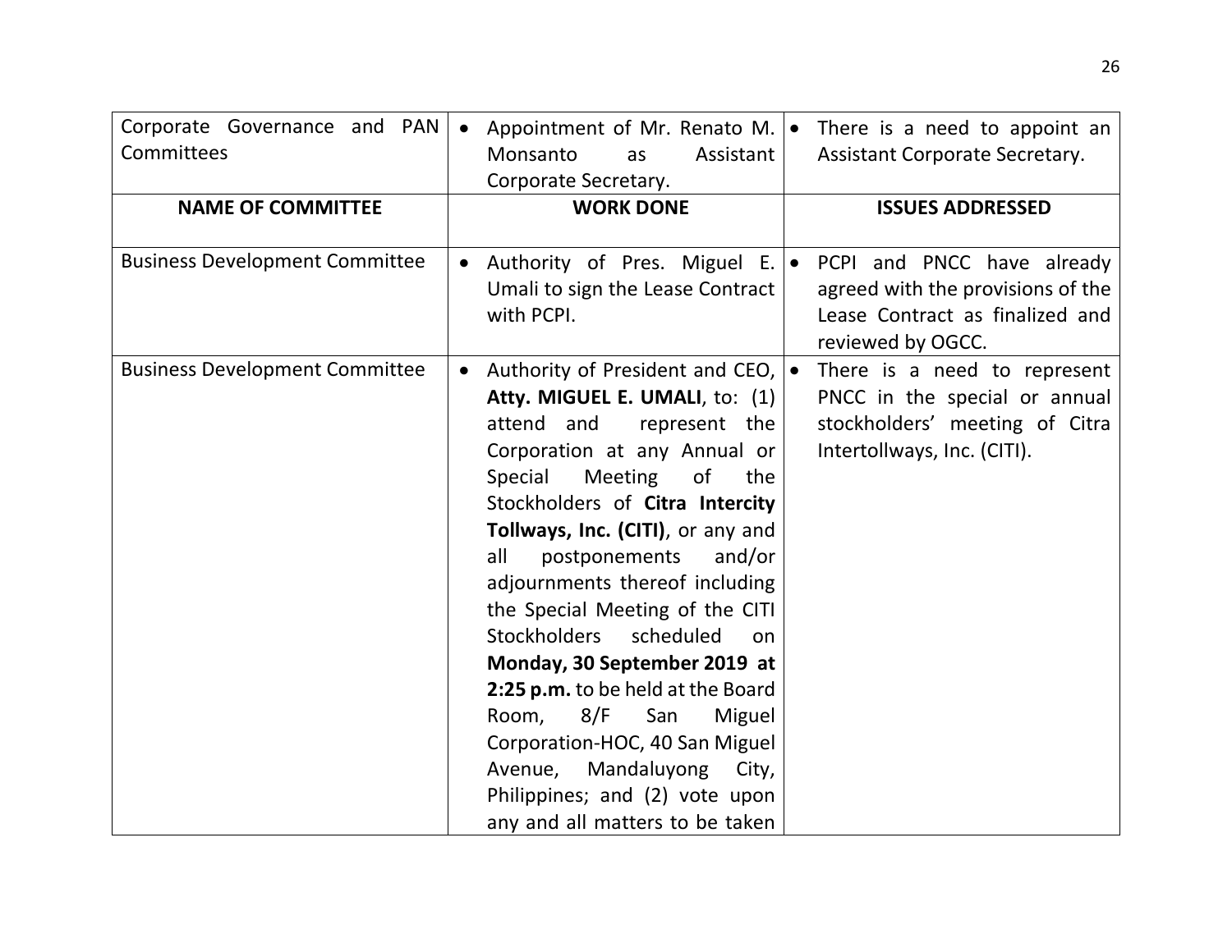| Corporate Governance and PAN Committees | • Appointment of Mr. Renato M. Monsanto as Assistant Corporate Secretary. | • There is a need to appoint an Assistant Corporate Secretary. |
|---|---|---|
| **NAME OF COMMITTEE** | **WORK DONE** | **ISSUES ADDRESSED** |
| Business Development Committee | • Authority of Pres. Miguel E. Umali to sign the Lease Contract with PCPI. | • PCPI and PNCC have already agreed with the provisions of the Lease Contract as finalized and reviewed by OGCC. |
| Business Development Committee | • Authority of President and CEO, **Atty. MIGUEL E. UMALI**, to: (1) attend and represent the Corporation at any Annual or Special Meeting of the Stockholders of **Citra Intercity Tollways, Inc. (CITI)**, or any and all postponements and/or adjournments thereof including the Special Meeting of the CITI Stockholders scheduled on **Monday, 30 September 2019 at 2:25 p.m.** to be held at the Board Room, 8/F San Miguel Corporation-HOC, 40 San Miguel Avenue, Mandaluyong City, Philippines; and (2) vote upon any and all matters to be taken | • There is a need to represent PNCC in the special or annual stockholders' meeting of Citra Intertollways, Inc. (CITI). |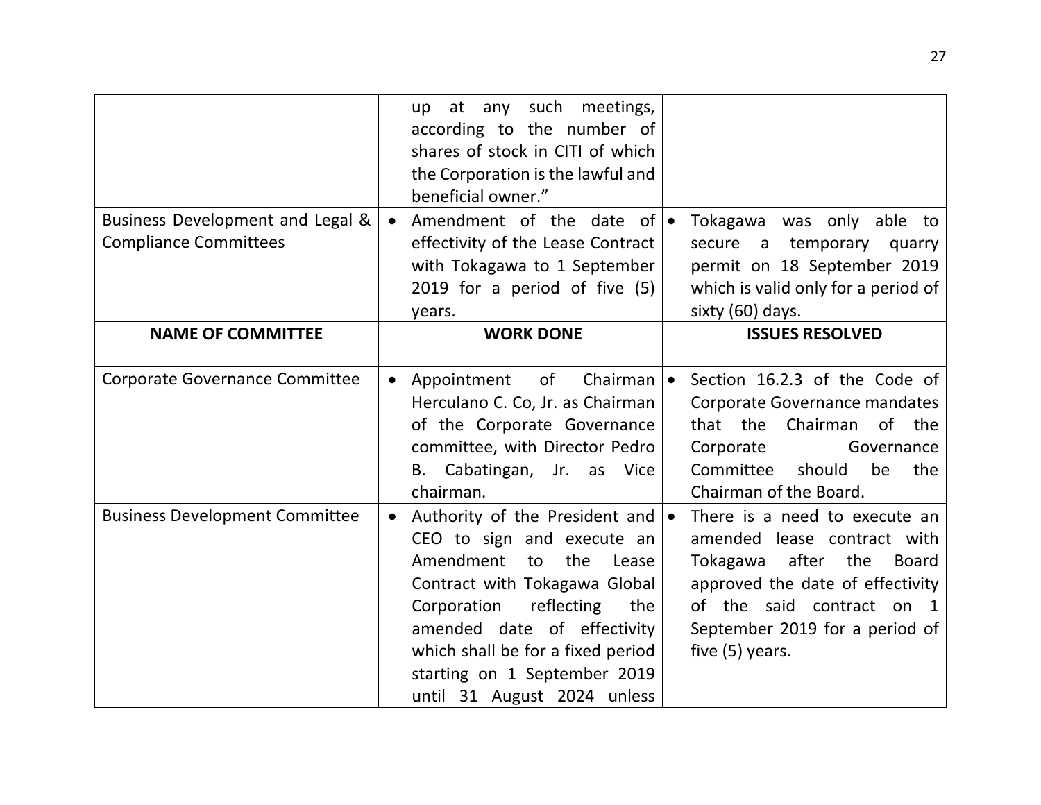| | | |
|---|---|---|
| | up at any such meetings, according to the number of shares of stock in CITI of which the Corporation is the lawful and beneficial owner." | |
| Business Development and Legal & Compliance Committees | • Amendment of the date of effectivity of the Lease Contract with Tokagawa to 1 September 2019 for a period of five (5) years. | • Tokagawa was only able to secure a temporary quarry permit on 18 September 2019 which is valid only for a period of sixty (60) days. |
| **NAME OF COMMITTEE** | **WORK DONE** | **ISSUES RESOLVED** |
| Corporate Governance Committee | • Appointment of Chairman Herculano C. Co, Jr. as Chairman of the Corporate Governance committee, with Director Pedro B. Cabatingan, Jr. as Vice chairman. | • Section 16.2.3 of the Code of Corporate Governance mandates that the Chairman of the Corporate Governance Committee should be the Chairman of the Board. |
| Business Development Committee | • Authority of the President and CEO to sign and execute an Amendment to the Lease Contract with Tokagawa Global Corporation reflecting the amended date of effectivity which shall be for a fixed period starting on 1 September 2019 until 31 August 2024 unless | • There is a need to execute an amended lease contract with Tokagawa after the Board approved the date of effectivity of the said contract on 1 September 2019 for a period of five (5) years. |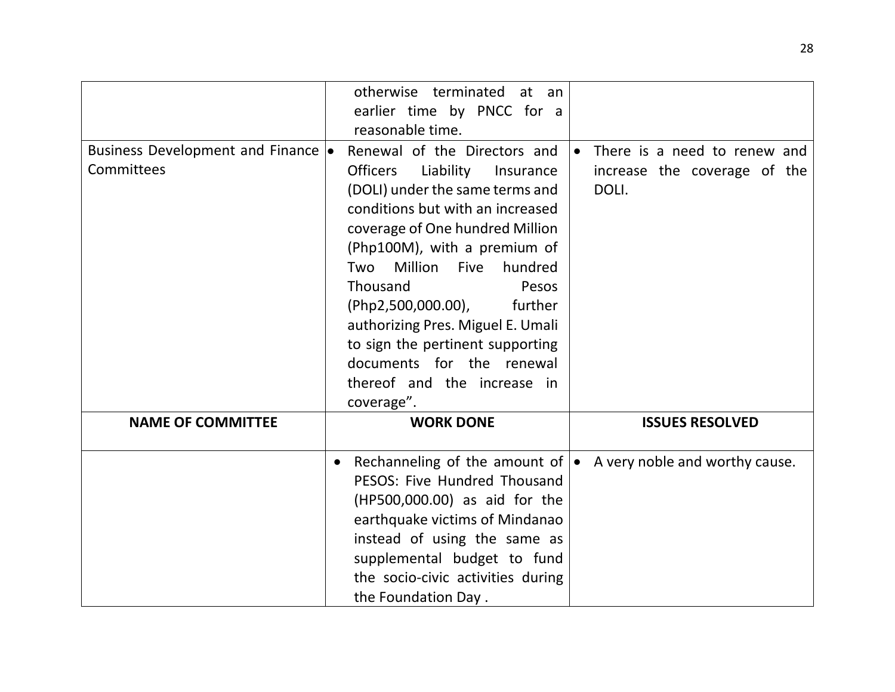| | | |
|---|---|---|
| | otherwise terminated at an earlier time by PNCC for a reasonable time. | |
| Business Development and Finance Committees | • Renewal of the Directors and Officers Liability Insurance (DOLI) under the same terms and conditions but with an increased coverage of One hundred Million (Php100M), with a premium of Two Million Five hundred Thousand Pesos (Php2,500,000.00), further authorizing Pres. Miguel E. Umali to sign the pertinent supporting documents for the renewal thereof and the increase in coverage". | • There is a need to renew and increase the coverage of the DOLI. |
| **NAME OF COMMITTEE** | **WORK DONE** | **ISSUES RESOLVED** |
| | • Rechanneling of the amount of PESOS: Five Hundred Thousand (HP500,000.00) as aid for the earthquake victims of Mindanao instead of using the same as supplemental budget to fund the socio-civic activities during the Foundation Day . | • A very noble and worthy cause. |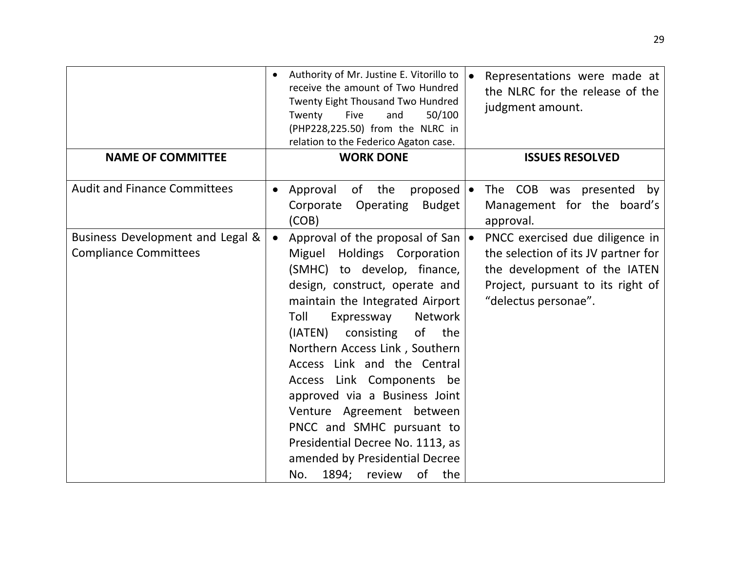| | | |
|---|---|---|
| | • Authority of Mr. Justine E. Vitorillo to receive the amount of Two Hundred Twenty Eight Thousand Two Hundred Twenty Five and 50/100 (PHP228,225.50) from the NLRC in relation to the Federico Agaton case. | • Representations were made at the NLRC for the release of the judgment amount. |
| **NAME OF COMMITTEE** | **WORK DONE** | **ISSUES RESOLVED** |
| Audit and Finance Committees | • Approval of the proposed Corporate Operating Budget (COB) | • The COB was presented by Management for the board's approval. |
| Business Development and Legal & Compliance Committees | • Approval of the proposal of San Miguel Holdings Corporation (SMHC) to develop, finance, design, construct, operate and maintain the Integrated Airport Toll Expressway Network (IATEN) consisting of the Northern Access Link , Southern Access Link and the Central Access Link Components be approved via a Business Joint Venture Agreement between PNCC and SMHC pursuant to Presidential Decree No. 1113, as amended by Presidential Decree No. 1894; review of the | • PNCC exercised due diligence in the selection of its JV partner for the development of the IATEN Project, pursuant to its right of "delectus personae". |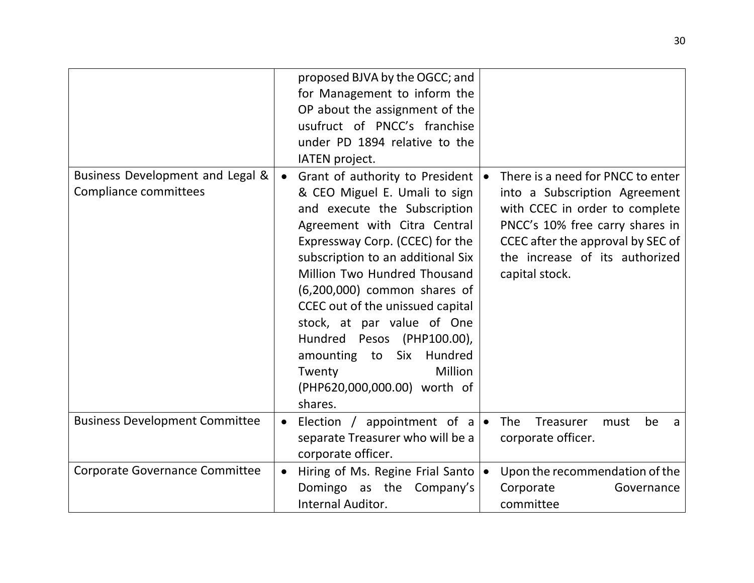| | | |
|---|---|---|
| | proposed BJVA by the OGCC; and for Management to inform the OP about the assignment of the usufruct of PNCC's franchise under PD 1894 relative to the IATEN project. | |
| Business Development and Legal & Compliance committees | • Grant of authority to President & CEO Miguel E. Umali to sign and execute the Subscription Agreement with Citra Central Expressway Corp. (CCEC) for the subscription to an additional Six Million Two Hundred Thousand (6,200,000) common shares of CCEC out of the unissued capital stock, at par value of One Hundred Pesos (PHP100.00), amounting to Six Hundred Twenty Million (PHP620,000,000.00) worth of shares. | • There is a need for PNCC to enter into a Subscription Agreement with CCEC in order to complete PNCC's 10% free carry shares in CCEC after the approval by SEC of the increase of its authorized capital stock. |
| Business Development Committee | • Election / appointment of a separate Treasurer who will be a corporate officer. | • The Treasurer must be a corporate officer. |
| Corporate Governance Committee | • Hiring of Ms. Regine Frial Santo Domingo as the Company's Internal Auditor. | • Upon the recommendation of the Corporate Governance committee |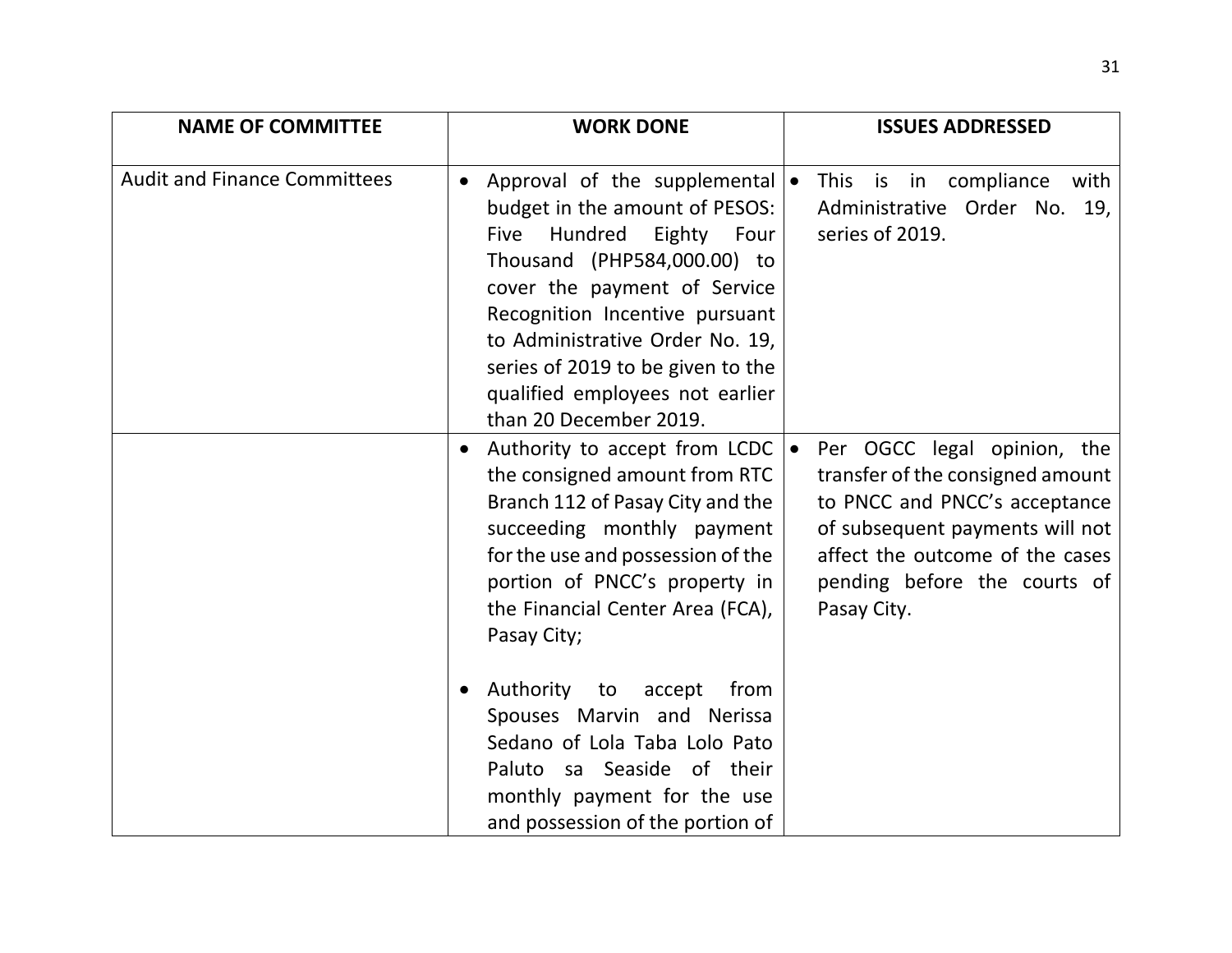| NAME OF COMMITTEE | WORK DONE | ISSUES ADDRESSED |
|---|---|---|
| Audit and Finance Committees | • Approval of the supplemental budget in the amount of PESOS: Five Hundred Eighty Four Thousand (PHP584,000.00) to cover the payment of Service Recognition Incentive pursuant to Administrative Order No. 19, series of 2019 to be given to the qualified employees not earlier than 20 December 2019. | • This is in compliance with Administrative Order No. 19, series of 2019. |
| | • Authority to accept from LCDC the consigned amount from RTC Branch 112 of Pasay City and the succeeding monthly payment for the use and possession of the portion of PNCC's property in the Financial Center Area (FCA), Pasay City;<br><br>• Authority to accept from Spouses Marvin and Nerissa Sedano of Lola Taba Lolo Pato Paluto sa Seaside of their monthly payment for the use and possession of the portion of | • Per OGCC legal opinion, the transfer of the consigned amount to PNCC and PNCC's acceptance of subsequent payments will not affect the outcome of the cases pending before the courts of Pasay City. |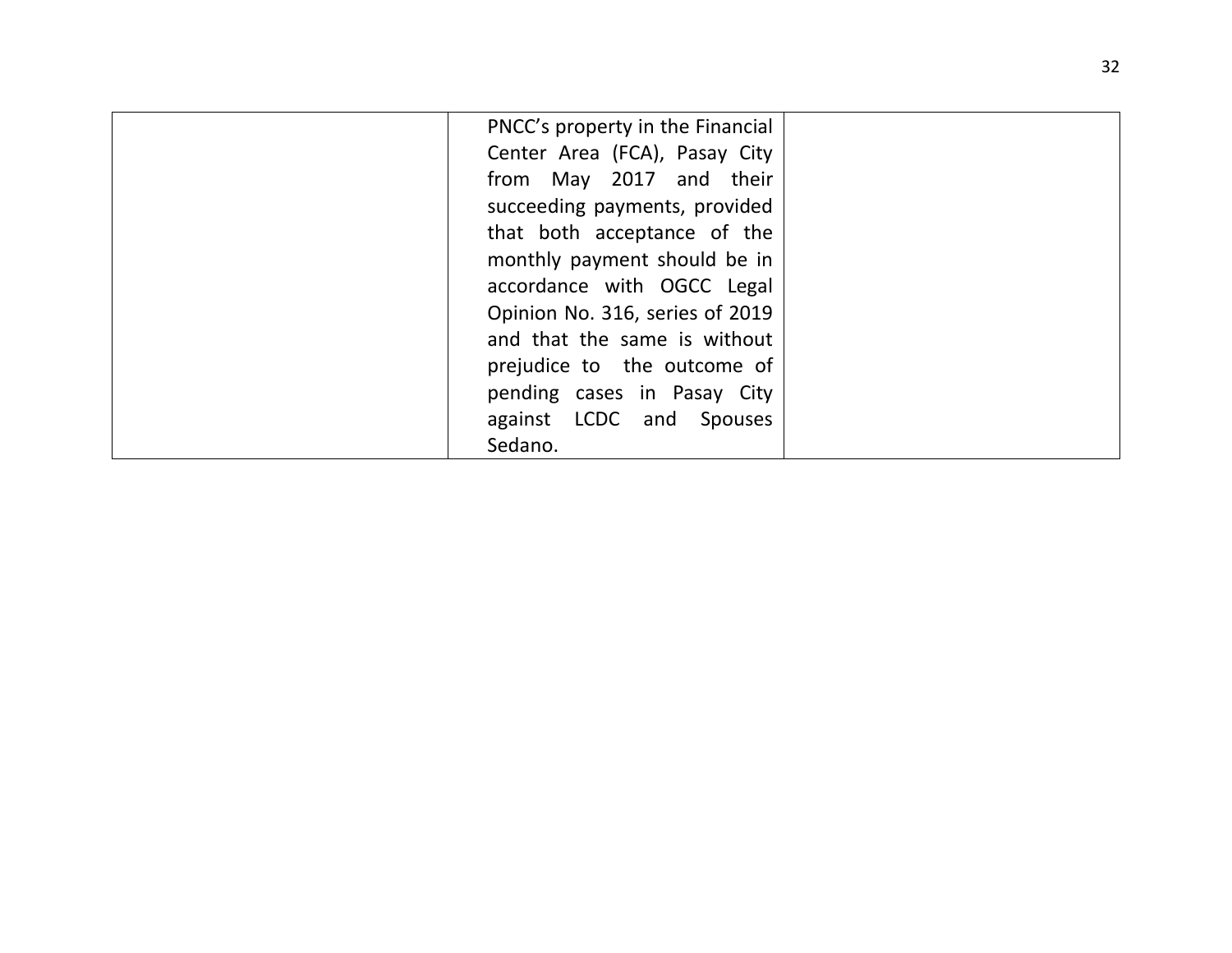| | | |
|---|---|---|
| | PNCC's property in the Financial Center Area (FCA), Pasay City from May 2017 and their succeeding payments, provided that both acceptance of the monthly payment should be in accordance with OGCC Legal Opinion No. 316, series of 2019 and that the same is without prejudice to the outcome of pending cases in Pasay City against LCDC and Spouses Sedano. | |